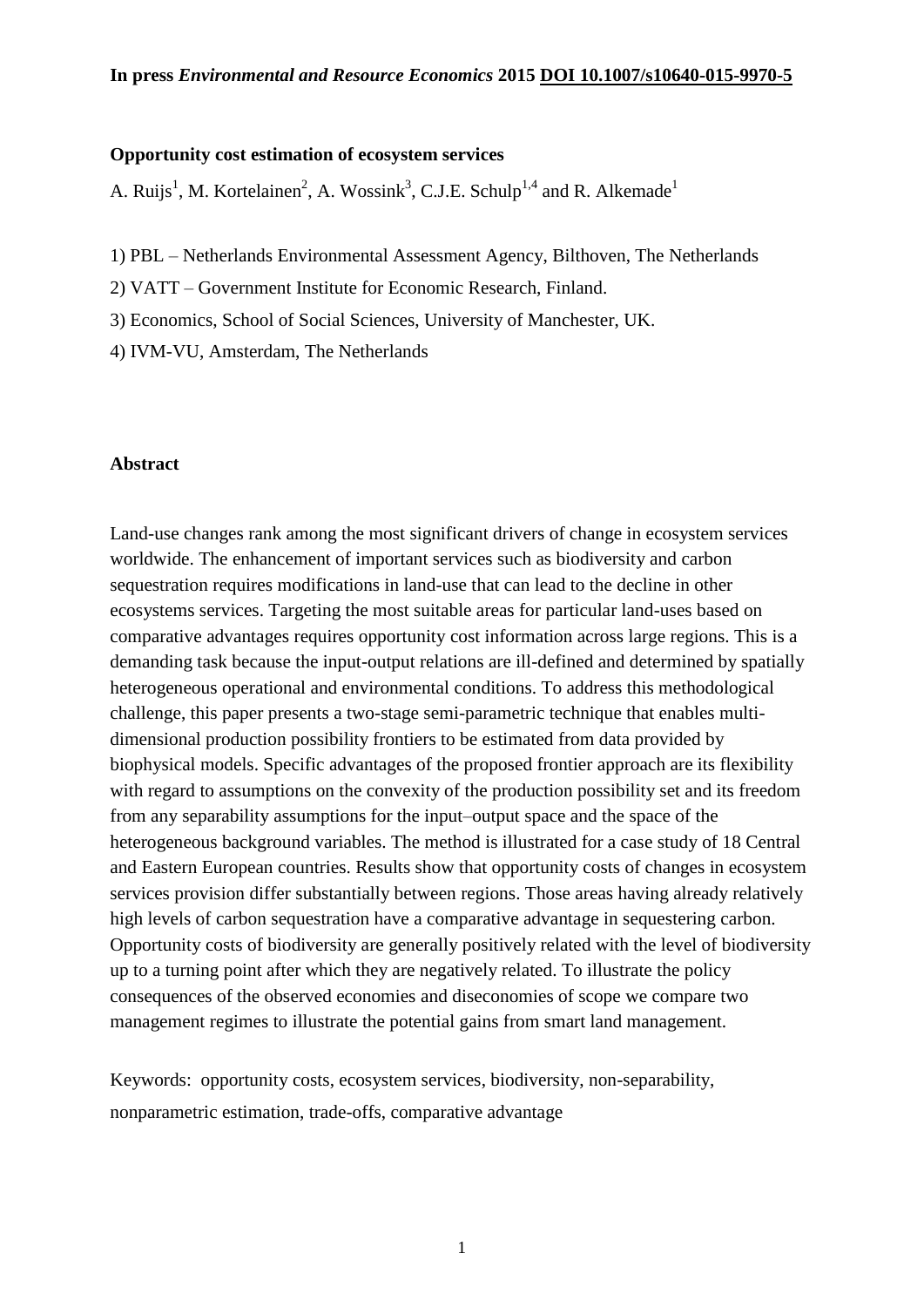**In press** ***Environmental and Resource Economics*** **2015 DOI 10.1007/s10640-015-9970-5**

# Opportunity cost estimation of ecosystem services

A. Ruijs[1], M. Kortelainen[2], A. Wossink[3], C.J.E. Schulp[1,4] and R. Alkemade[1]

1) PBL – Netherlands Environmental Assessment Agency, Bilthoven, The Netherlands

2) VATT – Government Institute for Economic Research, Finland.

3) Economics, School of Social Sciences, University of Manchester, UK.

4) IVM-VU, Amsterdam, The Netherlands

## Abstract

Land-use changes rank among the most significant drivers of change in ecosystem services worldwide. The enhancement of important services such as biodiversity and carbon sequestration requires modifications in land-use that can lead to the decline in other ecosystems services. Targeting the most suitable areas for particular land-uses based on comparative advantages requires opportunity cost information across large regions. This is a demanding task because the input-output relations are ill-defined and determined by spatially heterogeneous operational and environmental conditions. To address this methodological challenge, this paper presents a two-stage semi-parametric technique that enables multi-dimensional production possibility frontiers to be estimated from data provided by biophysical models. Specific advantages of the proposed frontier approach are its flexibility with regard to assumptions on the convexity of the production possibility set and its freedom from any separability assumptions for the input–output space and the space of the heterogeneous background variables. The method is illustrated for a case study of 18 Central and Eastern European countries. Results show that opportunity costs of changes in ecosystem services provision differ substantially between regions. Those areas having already relatively high levels of carbon sequestration have a comparative advantage in sequestering carbon. Opportunity costs of biodiversity are generally positively related with the level of biodiversity up to a turning point after which they are negatively related. To illustrate the policy consequences of the observed economies and diseconomies of scope we compare two management regimes to illustrate the potential gains from smart land management.

Keywords: opportunity costs, ecosystem services, biodiversity, non-separability, nonparametric estimation, trade-offs, comparative advantage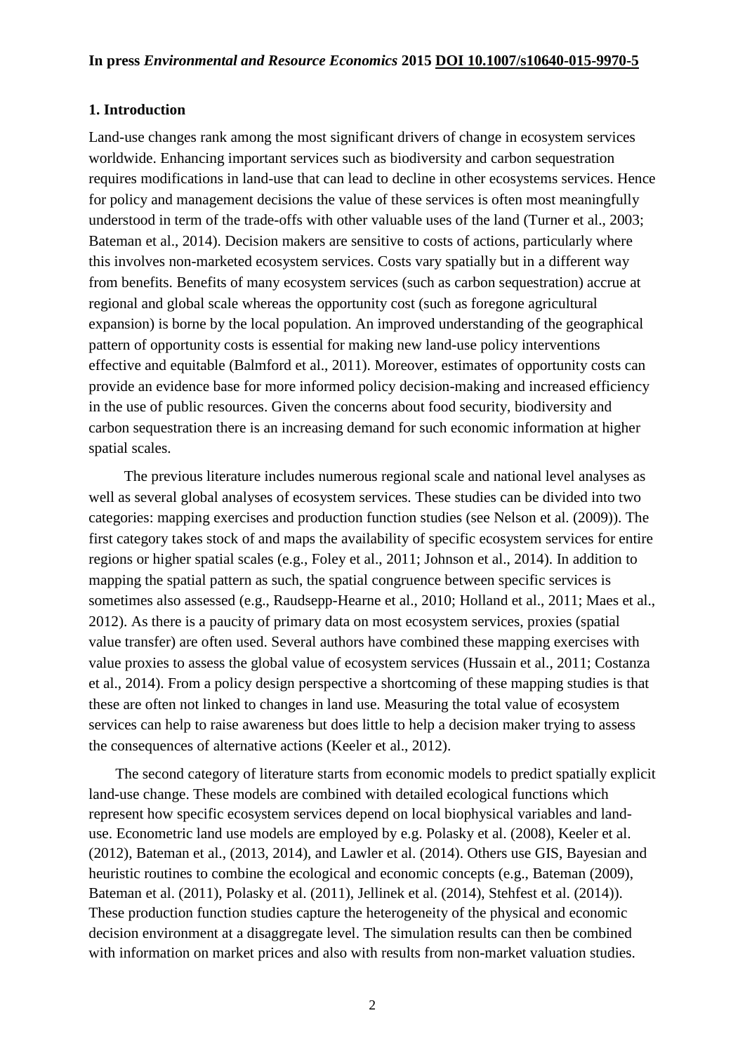## 1. Introduction

Land-use changes rank among the most significant drivers of change in ecosystem services worldwide. Enhancing important services such as biodiversity and carbon sequestration requires modifications in land-use that can lead to decline in other ecosystems services. Hence for policy and management decisions the value of these services is often most meaningfully understood in term of the trade-offs with other valuable uses of the land (Turner et al., 2003; Bateman et al., 2014). Decision makers are sensitive to costs of actions, particularly where this involves non-marketed ecosystem services. Costs vary spatially but in a different way from benefits. Benefits of many ecosystem services (such as carbon sequestration) accrue at regional and global scale whereas the opportunity cost (such as foregone agricultural expansion) is borne by the local population. An improved understanding of the geographical pattern of opportunity costs is essential for making new land-use policy interventions effective and equitable (Balmford et al., 2011). Moreover, estimates of opportunity costs can provide an evidence base for more informed policy decision-making and increased efficiency in the use of public resources. Given the concerns about food security, biodiversity and carbon sequestration there is an increasing demand for such economic information at higher spatial scales.

The previous literature includes numerous regional scale and national level analyses as well as several global analyses of ecosystem services. These studies can be divided into two categories: mapping exercises and production function studies (see Nelson et al. (2009)). The first category takes stock of and maps the availability of specific ecosystem services for entire regions or higher spatial scales (e.g., Foley et al., 2011; Johnson et al., 2014). In addition to mapping the spatial pattern as such, the spatial congruence between specific services is sometimes also assessed (e.g., Raudsepp-Hearne et al., 2010; Holland et al., 2011; Maes et al., 2012). As there is a paucity of primary data on most ecosystem services, proxies (spatial value transfer) are often used. Several authors have combined these mapping exercises with value proxies to assess the global value of ecosystem services (Hussain et al., 2011; Costanza et al., 2014). From a policy design perspective a shortcoming of these mapping studies is that these are often not linked to changes in land use. Measuring the total value of ecosystem services can help to raise awareness but does little to help a decision maker trying to assess the consequences of alternative actions (Keeler et al., 2012).

The second category of literature starts from economic models to predict spatially explicit land-use change. These models are combined with detailed ecological functions which represent how specific ecosystem services depend on local biophysical variables and land-use. Econometric land use models are employed by e.g. Polasky et al. (2008), Keeler et al. (2012), Bateman et al., (2013, 2014), and Lawler et al. (2014). Others use GIS, Bayesian and heuristic routines to combine the ecological and economic concepts (e.g., Bateman (2009), Bateman et al. (2011), Polasky et al. (2011), Jellinek et al. (2014), Stehfest et al. (2014)). These production function studies capture the heterogeneity of the physical and economic decision environment at a disaggregate level. The simulation results can then be combined with information on market prices and also with results from non-market valuation studies.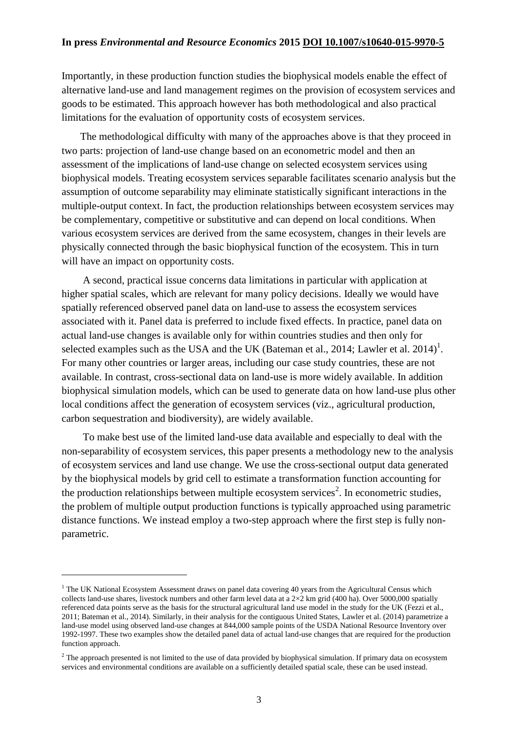Importantly, in these production function studies the biophysical models enable the effect of alternative land-use and land management regimes on the provision of ecosystem services and goods to be estimated. This approach however has both methodological and also practical limitations for the evaluation of opportunity costs of ecosystem services.

The methodological difficulty with many of the approaches above is that they proceed in two parts: projection of land-use change based on an econometric model and then an assessment of the implications of land-use change on selected ecosystem services using biophysical models. Treating ecosystem services separable facilitates scenario analysis but the assumption of outcome separability may eliminate statistically significant interactions in the multiple-output context. In fact, the production relationships between ecosystem services may be complementary, competitive or substitutive and can depend on local conditions. When various ecosystem services are derived from the same ecosystem, changes in their levels are physically connected through the basic biophysical function of the ecosystem. This in turn will have an impact on opportunity costs.

A second, practical issue concerns data limitations in particular with application at higher spatial scales, which are relevant for many policy decisions. Ideally we would have spatially referenced observed panel data on land-use to assess the ecosystem services associated with it. Panel data is preferred to include fixed effects. In practice, panel data on actual land-use changes is available only for within countries studies and then only for selected examples such as the USA and the UK (Bateman et al., 2014; Lawler et al. 2014)[1]. For many other countries or larger areas, including our case study countries, these are not available. In contrast, cross-sectional data on land-use is more widely available. In addition biophysical simulation models, which can be used to generate data on how land-use plus other local conditions affect the generation of ecosystem services (viz., agricultural production, carbon sequestration and biodiversity), are widely available.

To make best use of the limited land-use data available and especially to deal with the non-separability of ecosystem services, this paper presents a methodology new to the analysis of ecosystem services and land use change. We use the cross-sectional output data generated by the biophysical models by grid cell to estimate a transformation function accounting for the production relationships between multiple ecosystem services[2]. In econometric studies, the problem of multiple output production functions is typically approached using parametric distance functions. We instead employ a two-step approach where the first step is fully non-parametric.

---

[1] The UK National Ecosystem Assessment draws on panel data covering 40 years from the Agricultural Census which collects land-use shares, livestock numbers and other farm level data at a 2×2 km grid (400 ha). Over 5000,000 spatially referenced data points serve as the basis for the structural agricultural land use model in the study for the UK (Fezzi et al., 2011; Bateman et al., 2014). Similarly, in their analysis for the contiguous United States, Lawler et al. (2014) parametrize a land-use model using observed land-use changes at 844,000 sample points of the USDA National Resource Inventory over 1992-1997. These two examples show the detailed panel data of actual land-use changes that are required for the production function approach.

[2] The approach presented is not limited to the use of data provided by biophysical simulation. If primary data on ecosystem services and environmental conditions are available on a sufficiently detailed spatial scale, these can be used instead.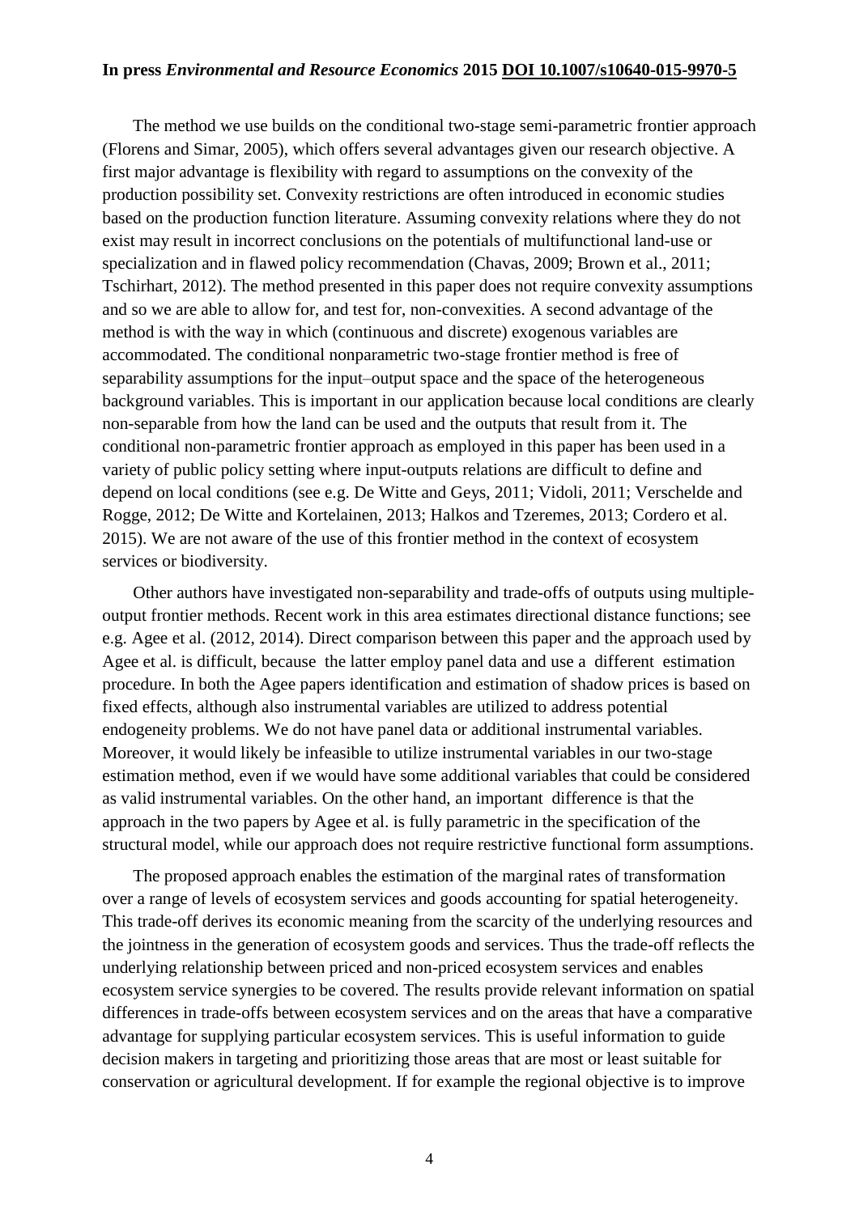The method we use builds on the conditional two-stage semi-parametric frontier approach (Florens and Simar, 2005), which offers several advantages given our research objective. A first major advantage is flexibility with regard to assumptions on the convexity of the production possibility set. Convexity restrictions are often introduced in economic studies based on the production function literature. Assuming convexity relations where they do not exist may result in incorrect conclusions on the potentials of multifunctional land-use or specialization and in flawed policy recommendation (Chavas, 2009; Brown et al., 2011; Tschirhart, 2012). The method presented in this paper does not require convexity assumptions and so we are able to allow for, and test for, non-convexities. A second advantage of the method is with the way in which (continuous and discrete) exogenous variables are accommodated. The conditional nonparametric two-stage frontier method is free of separability assumptions for the input–output space and the space of the heterogeneous background variables. This is important in our application because local conditions are clearly non-separable from how the land can be used and the outputs that result from it. The conditional non-parametric frontier approach as employed in this paper has been used in a variety of public policy setting where input-outputs relations are difficult to define and depend on local conditions (see e.g. De Witte and Geys, 2011; Vidoli, 2011; Verschelde and Rogge, 2012; De Witte and Kortelainen, 2013; Halkos and Tzeremes, 2013; Cordero et al. 2015). We are not aware of the use of this frontier method in the context of ecosystem services or biodiversity.

Other authors have investigated non-separability and trade-offs of outputs using multiple-output frontier methods. Recent work in this area estimates directional distance functions; see e.g. Agee et al. (2012, 2014). Direct comparison between this paper and the approach used by Agee et al. is difficult, because the latter employ panel data and use a different estimation procedure. In both the Agee papers identification and estimation of shadow prices is based on fixed effects, although also instrumental variables are utilized to address potential endogeneity problems. We do not have panel data or additional instrumental variables. Moreover, it would likely be infeasible to utilize instrumental variables in our two-stage estimation method, even if we would have some additional variables that could be considered as valid instrumental variables. On the other hand, an important difference is that the approach in the two papers by Agee et al. is fully parametric in the specification of the structural model, while our approach does not require restrictive functional form assumptions.

The proposed approach enables the estimation of the marginal rates of transformation over a range of levels of ecosystem services and goods accounting for spatial heterogeneity. This trade-off derives its economic meaning from the scarcity of the underlying resources and the jointness in the generation of ecosystem goods and services. Thus the trade-off reflects the underlying relationship between priced and non-priced ecosystem services and enables ecosystem service synergies to be covered. The results provide relevant information on spatial differences in trade-offs between ecosystem services and on the areas that have a comparative advantage for supplying particular ecosystem services. This is useful information to guide decision makers in targeting and prioritizing those areas that are most or least suitable for conservation or agricultural development. If for example the regional objective is to improve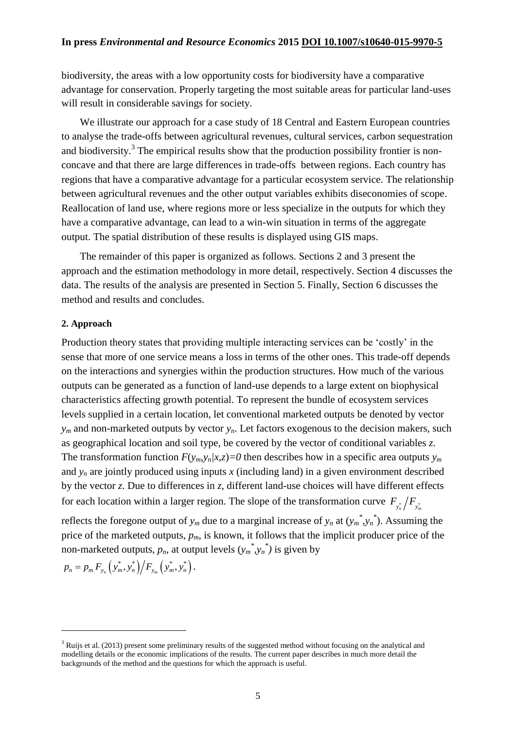biodiversity, the areas with a low opportunity costs for biodiversity have a comparative advantage for conservation. Properly targeting the most suitable areas for particular land-uses will result in considerable savings for society.

We illustrate our approach for a case study of 18 Central and Eastern European countries to analyse the trade-offs between agricultural revenues, cultural services, carbon sequestration and biodiversity.[3] The empirical results show that the production possibility frontier is non-concave and that there are large differences in trade-offs between regions. Each country has regions that have a comparative advantage for a particular ecosystem service. The relationship between agricultural revenues and the other output variables exhibits diseconomies of scope. Reallocation of land use, where regions more or less specialize in the outputs for which they have a comparative advantage, can lead to a win-win situation in terms of the aggregate output. The spatial distribution of these results is displayed using GIS maps.

The remainder of this paper is organized as follows. Sections 2 and 3 present the approach and the estimation methodology in more detail, respectively. Section 4 discusses the data. The results of the analysis are presented in Section 5. Finally, Section 6 discusses the method and results and concludes.

**2. Approach**

Production theory states that providing multiple interacting services can be 'costly' in the sense that more of one service means a loss in terms of the other ones. This trade-off depends on the interactions and synergies within the production structures. How much of the various outputs can be generated as a function of land-use depends to a large extent on biophysical characteristics affecting growth potential. To represent the bundle of ecosystem services levels supplied in a certain location, let conventional marketed outputs be denoted by vector $y_m$ and non-marketed outputs by vector $y_n$. Let factors exogenous to the decision makers, such as geographical location and soil type, be covered by the vector of conditional variables $z$. The transformation function $F(y_m,y_n|x,z)=0$ then describes how in a specific area outputs $y_m$ and $y_n$ are jointly produced using inputs $x$ (including land) in a given environment described by the vector $z$. Due to differences in $z$, different land-use choices will have different effects for each location within a larger region. The slope of the transformation curve $F_{y_n^*}/F_{y_m^*}$ reflects the foregone output of $y_m$ due to a marginal increase of $y_n$ at $(y_m^*,y_n^*)$. Assuming the price of the marketed outputs, $p_m$, is known, it follows that the implicit producer price of the non-marketed outputs, $p_n$, at output levels $(y_m^*,y_n^*)$ is given by

$$p_n = p_m F_{y_n}\left(y_m^*, y_n^*\right) / F_{y_m}\left(y_m^*, y_n^*\right).$$

[3] Ruijs et al. (2013) present some preliminary results of the suggested method without focusing on the analytical and modelling details or the economic implications of the results. The current paper describes in much more detail the backgrounds of the method and the questions for which the approach is useful.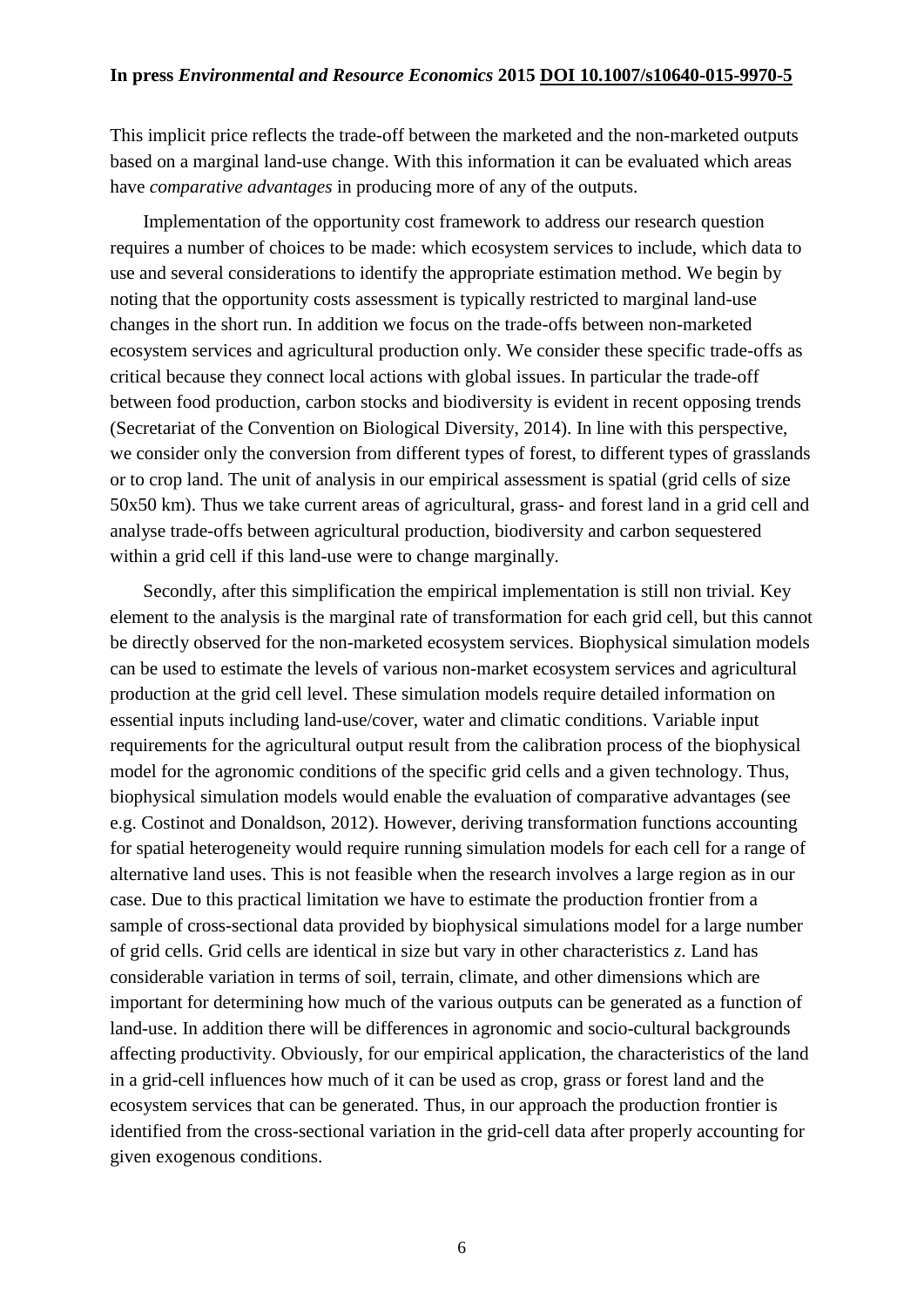This implicit price reflects the trade-off between the marketed and the non-marketed outputs based on a marginal land-use change. With this information it can be evaluated which areas have *comparative advantages* in producing more of any of the outputs.

Implementation of the opportunity cost framework to address our research question requires a number of choices to be made: which ecosystem services to include, which data to use and several considerations to identify the appropriate estimation method. We begin by noting that the opportunity costs assessment is typically restricted to marginal land-use changes in the short run. In addition we focus on the trade-offs between non-marketed ecosystem services and agricultural production only. We consider these specific trade-offs as critical because they connect local actions with global issues. In particular the trade-off between food production, carbon stocks and biodiversity is evident in recent opposing trends (Secretariat of the Convention on Biological Diversity, 2014). In line with this perspective, we consider only the conversion from different types of forest, to different types of grasslands or to crop land. The unit of analysis in our empirical assessment is spatial (grid cells of size 50x50 km). Thus we take current areas of agricultural, grass- and forest land in a grid cell and analyse trade-offs between agricultural production, biodiversity and carbon sequestered within a grid cell if this land-use were to change marginally.

Secondly, after this simplification the empirical implementation is still non trivial. Key element to the analysis is the marginal rate of transformation for each grid cell, but this cannot be directly observed for the non-marketed ecosystem services. Biophysical simulation models can be used to estimate the levels of various non-market ecosystem services and agricultural production at the grid cell level. These simulation models require detailed information on essential inputs including land-use/cover, water and climatic conditions. Variable input requirements for the agricultural output result from the calibration process of the biophysical model for the agronomic conditions of the specific grid cells and a given technology. Thus, biophysical simulation models would enable the evaluation of comparative advantages (see e.g. Costinot and Donaldson, 2012). However, deriving transformation functions accounting for spatial heterogeneity would require running simulation models for each cell for a range of alternative land uses. This is not feasible when the research involves a large region as in our case. Due to this practical limitation we have to estimate the production frontier from a sample of cross-sectional data provided by biophysical simulations model for a large number of grid cells. Grid cells are identical in size but vary in other characteristics $z$. Land has considerable variation in terms of soil, terrain, climate, and other dimensions which are important for determining how much of the various outputs can be generated as a function of land-use. In addition there will be differences in agronomic and socio-cultural backgrounds affecting productivity. Obviously, for our empirical application, the characteristics of the land in a grid-cell influences how much of it can be used as crop, grass or forest land and the ecosystem services that can be generated. Thus, in our approach the production frontier is identified from the cross-sectional variation in the grid-cell data after properly accounting for given exogenous conditions.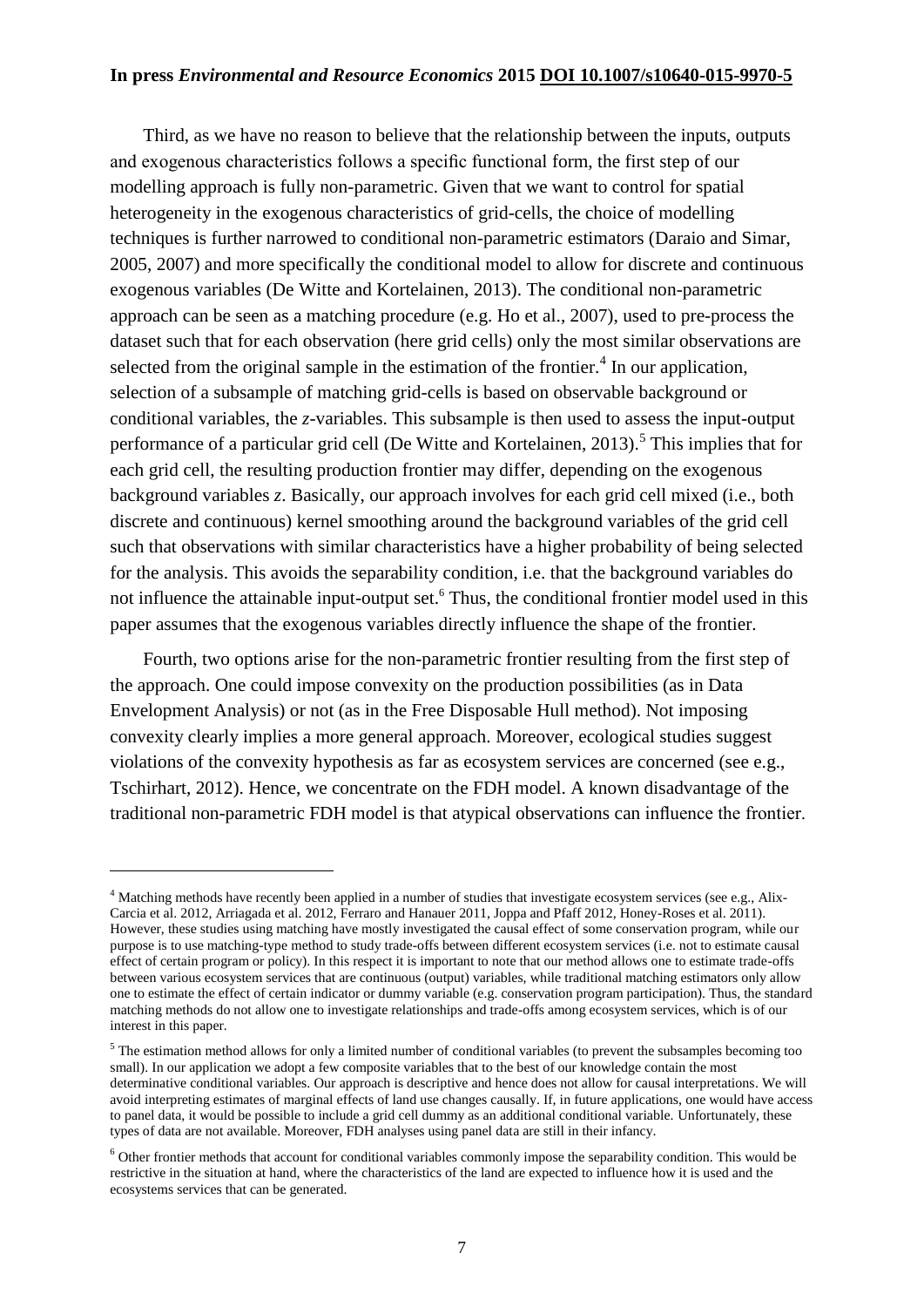Third, as we have no reason to believe that the relationship between the inputs, outputs and exogenous characteristics follows a specific functional form, the first step of our modelling approach is fully non-parametric. Given that we want to control for spatial heterogeneity in the exogenous characteristics of grid-cells, the choice of modelling techniques is further narrowed to conditional non-parametric estimators (Daraio and Simar, 2005, 2007) and more specifically the conditional model to allow for discrete and continuous exogenous variables (De Witte and Kortelainen, 2013). The conditional non-parametric approach can be seen as a matching procedure (e.g. Ho et al., 2007), used to pre-process the dataset such that for each observation (here grid cells) only the most similar observations are selected from the original sample in the estimation of the frontier.[4] In our application, selection of a subsample of matching grid-cells is based on observable background or conditional variables, the *z*-variables. This subsample is then used to assess the input-output performance of a particular grid cell (De Witte and Kortelainen, 2013).[5] This implies that for each grid cell, the resulting production frontier may differ, depending on the exogenous background variables *z*. Basically, our approach involves for each grid cell mixed (i.e., both discrete and continuous) kernel smoothing around the background variables of the grid cell such that observations with similar characteristics have a higher probability of being selected for the analysis. This avoids the separability condition, i.e. that the background variables do not influence the attainable input-output set.[6] Thus, the conditional frontier model used in this paper assumes that the exogenous variables directly influence the shape of the frontier.

Fourth, two options arise for the non-parametric frontier resulting from the first step of the approach. One could impose convexity on the production possibilities (as in Data Envelopment Analysis) or not (as in the Free Disposable Hull method). Not imposing convexity clearly implies a more general approach. Moreover, ecological studies suggest violations of the convexity hypothesis as far as ecosystem services are concerned (see e.g., Tschirhart, 2012). Hence, we concentrate on the FDH model. A known disadvantage of the traditional non-parametric FDH model is that atypical observations can influence the frontier.

---

[4] Matching methods have recently been applied in a number of studies that investigate ecosystem services (see e.g., Alix-Carcia et al. 2012, Arriagada et al. 2012, Ferraro and Hanauer 2011, Joppa and Pfaff 2012, Honey-Roses et al. 2011). However, these studies using matching have mostly investigated the causal effect of some conservation program, while our purpose is to use matching-type method to study trade-offs between different ecosystem services (i.e. not to estimate causal effect of certain program or policy). In this respect it is important to note that our method allows one to estimate trade-offs between various ecosystem services that are continuous (output) variables, while traditional matching estimators only allow one to estimate the effect of certain indicator or dummy variable (e.g. conservation program participation). Thus, the standard matching methods do not allow one to investigate relationships and trade-offs among ecosystem services, which is of our interest in this paper.

[5] The estimation method allows for only a limited number of conditional variables (to prevent the subsamples becoming too small). In our application we adopt a few composite variables that to the best of our knowledge contain the most determinative conditional variables. Our approach is descriptive and hence does not allow for causal interpretations. We will avoid interpreting estimates of marginal effects of land use changes causally. If, in future applications, one would have access to panel data, it would be possible to include a grid cell dummy as an additional conditional variable. Unfortunately, these types of data are not available. Moreover, FDH analyses using panel data are still in their infancy.

[6] Other frontier methods that account for conditional variables commonly impose the separability condition. This would be restrictive in the situation at hand, where the characteristics of the land are expected to influence how it is used and the ecosystems services that can be generated.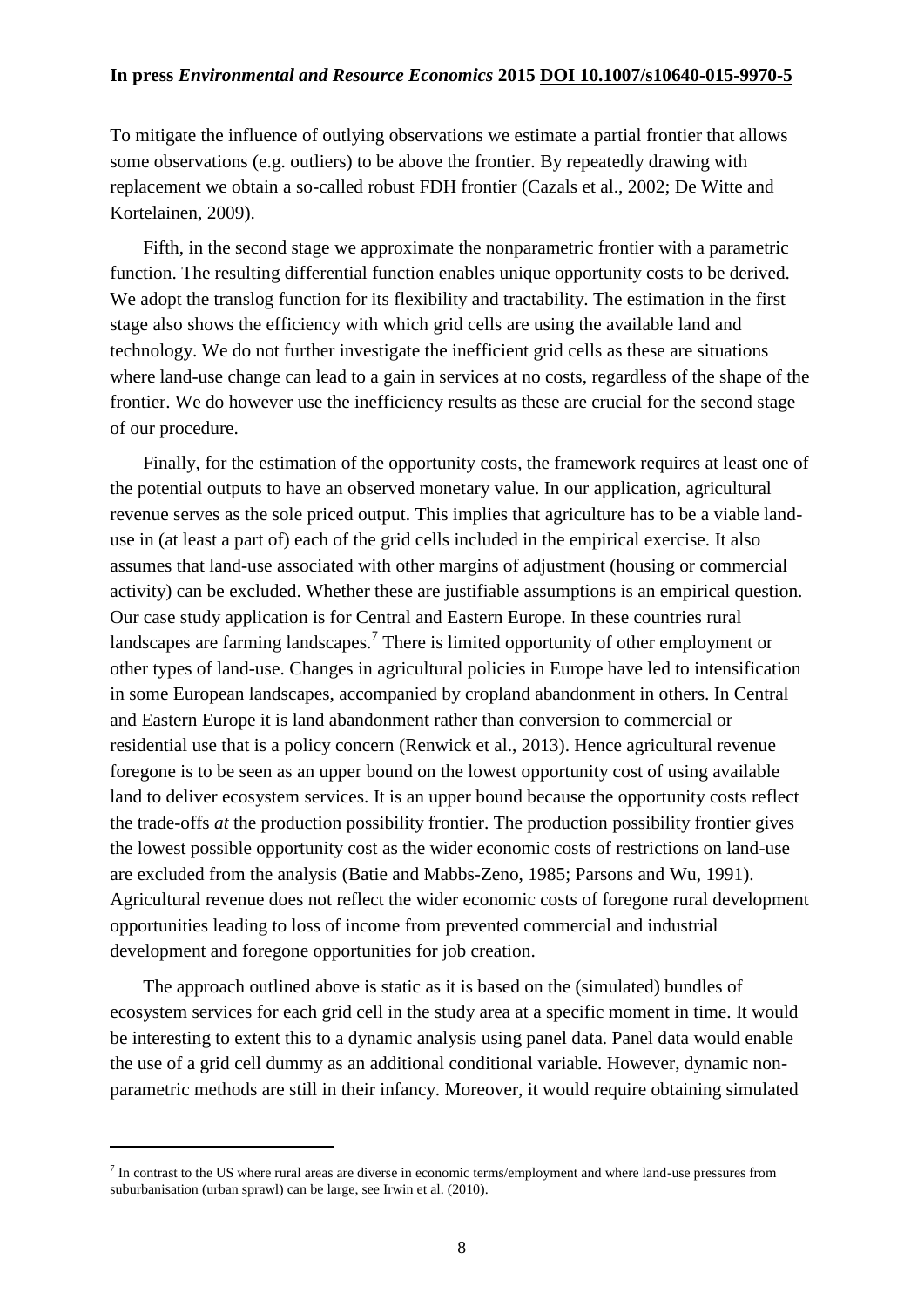To mitigate the influence of outlying observations we estimate a partial frontier that allows some observations (e.g. outliers) to be above the frontier. By repeatedly drawing with replacement we obtain a so-called robust FDH frontier (Cazals et al., 2002; De Witte and Kortelainen, 2009).

Fifth, in the second stage we approximate the nonparametric frontier with a parametric function. The resulting differential function enables unique opportunity costs to be derived. We adopt the translog function for its flexibility and tractability. The estimation in the first stage also shows the efficiency with which grid cells are using the available land and technology. We do not further investigate the inefficient grid cells as these are situations where land-use change can lead to a gain in services at no costs, regardless of the shape of the frontier. We do however use the inefficiency results as these are crucial for the second stage of our procedure.

Finally, for the estimation of the opportunity costs, the framework requires at least one of the potential outputs to have an observed monetary value. In our application, agricultural revenue serves as the sole priced output. This implies that agriculture has to be a viable land-use in (at least a part of) each of the grid cells included in the empirical exercise. It also assumes that land-use associated with other margins of adjustment (housing or commercial activity) can be excluded. Whether these are justifiable assumptions is an empirical question. Our case study application is for Central and Eastern Europe. In these countries rural landscapes are farming landscapes.[7] There is limited opportunity of other employment or other types of land-use. Changes in agricultural policies in Europe have led to intensification in some European landscapes, accompanied by cropland abandonment in others. In Central and Eastern Europe it is land abandonment rather than conversion to commercial or residential use that is a policy concern (Renwick et al., 2013). Hence agricultural revenue foregone is to be seen as an upper bound on the lowest opportunity cost of using available land to deliver ecosystem services. It is an upper bound because the opportunity costs reflect the trade-offs *at* the production possibility frontier. The production possibility frontier gives the lowest possible opportunity cost as the wider economic costs of restrictions on land-use are excluded from the analysis (Batie and Mabbs-Zeno, 1985; Parsons and Wu, 1991). Agricultural revenue does not reflect the wider economic costs of foregone rural development opportunities leading to loss of income from prevented commercial and industrial development and foregone opportunities for job creation.

The approach outlined above is static as it is based on the (simulated) bundles of ecosystem services for each grid cell in the study area at a specific moment in time. It would be interesting to extent this to a dynamic analysis using panel data. Panel data would enable the use of a grid cell dummy as an additional conditional variable. However, dynamic non-parametric methods are still in their infancy. Moreover, it would require obtaining simulated

[7] In contrast to the US where rural areas are diverse in economic terms/employment and where land-use pressures from suburbanisation (urban sprawl) can be large, see Irwin et al. (2010).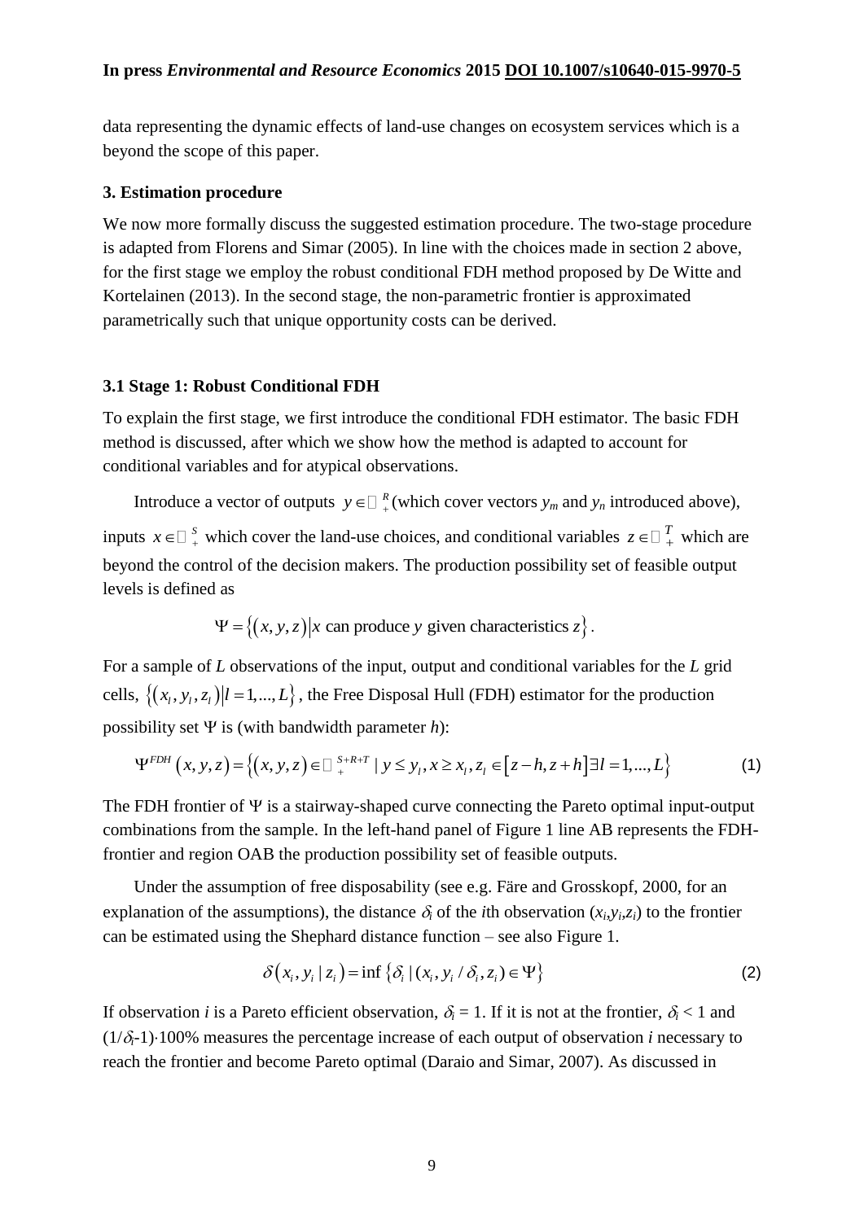data representing the dynamic effects of land-use changes on ecosystem services which is a beyond the scope of this paper.

### 3. Estimation procedure

We now more formally discuss the suggested estimation procedure. The two-stage procedure is adapted from Florens and Simar (2005). In line with the choices made in section 2 above, for the first stage we employ the robust conditional FDH method proposed by De Witte and Kortelainen (2013). In the second stage, the non-parametric frontier is approximated parametrically such that unique opportunity costs can be derived.

#### 3.1 Stage 1: Robust Conditional FDH

To explain the first stage, we first introduce the conditional FDH estimator. The basic FDH method is discussed, after which we show how the method is adapted to account for conditional variables and for atypical observations.

Introduce a vector of outputs $y \in \mathbb{R}_+^R$ (which cover vectors $y_m$ and $y_n$ introduced above), inputs $x \in \mathbb{R}_+^S$ which cover the land-use choices, and conditional variables $z \in \mathbb{R}_+^T$ which are beyond the control of the decision makers. The production possibility set of feasible output levels is defined as

$$\Psi = \left\{ (x, y, z) \middle| x \text{ can produce } y \text{ given characteristics } z \right\}.$$

For a sample of $L$ observations of the input, output and conditional variables for the $L$ grid cells, $\left\{ (x_l, y_l, z_l) \middle| l = 1, ..., L \right\}$, the Free Disposal Hull (FDH) estimator for the production possibility set $\Psi$ is (with bandwidth parameter $h$):

$$\Psi^{FDH}(x, y, z) = \left\{ (x, y, z) \in \mathbb{R}_+^{S+R+T} \mid y \le y_l, x \ge x_l, z_l \in [z-h, z+h] \exists l = 1, ..., L \right\} \tag{1}$$

The FDH frontier of $\Psi$ is a stairway-shaped curve connecting the Pareto optimal input-output combinations from the sample. In the left-hand panel of Figure 1 line AB represents the FDH-frontier and region OAB the production possibility set of feasible outputs.

Under the assumption of free disposability (see e.g. Färe and Grosskopf, 2000, for an explanation of the assumptions), the distance $\delta_i$ of the $i$th observation $(x_i,y_i,z_i)$ to the frontier can be estimated using the Shephard distance function – see also Figure 1.

$$\delta(x_i, y_i \mid z_i) = \inf \left\{ \delta_i \mid (x_i, y_i / \delta_i, z_i) \in \Psi \right\} \tag{2}$$

If observation $i$ is a Pareto efficient observation, $\delta_i = 1$. If it is not at the frontier, $\delta_i < 1$ and $(1/\delta_i-1)\cdot 100\%$ measures the percentage increase of each output of observation $i$ necessary to reach the frontier and become Pareto optimal (Daraio and Simar, 2007). As discussed in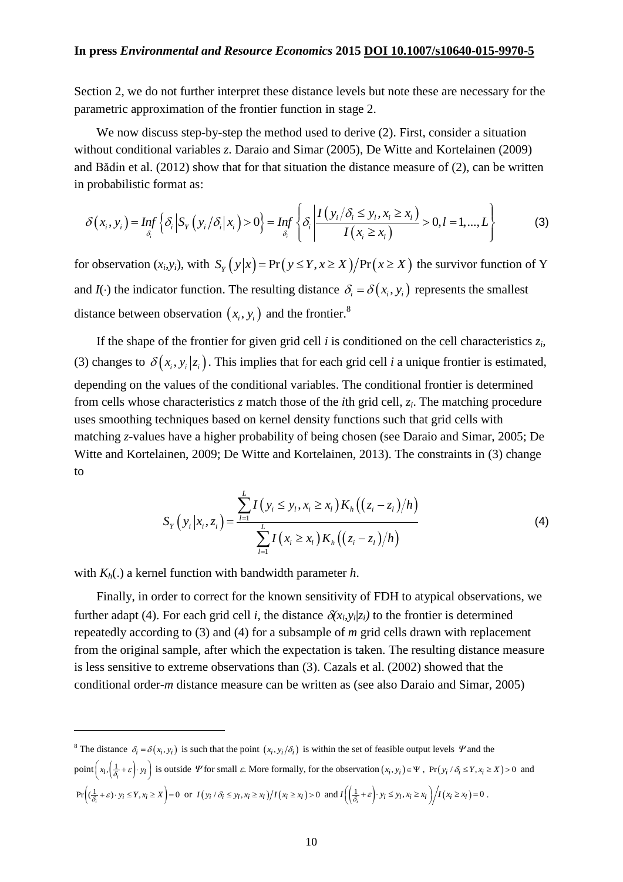Section 2, we do not further interpret these distance levels but note these are necessary for the parametric approximation of the frontier function in stage 2.

We now discuss step-by-step the method used to derive (2). First, consider a situation without conditional variables *z*. Daraio and Simar (2005), De Witte and Kortelainen (2009) and Bădin et al. (2012) show that for that situation the distance measure of (2), can be written in probabilistic format as:

$$\delta\left(x_i, y_i\right) = \underset{\delta_i}{Inf}\left\{\delta_i \left| S_Y\left(y_i/\delta_i \middle| x_i\right) > 0\right.\right\} = \underset{\delta_i}{Inf}\left\{\delta_i \left| \frac{I\left(y_i/\delta_i \le y_l, x_i \ge x_l\right)}{I\left(x_i \ge x_l\right)} > 0, l = 1,...,L\right.\right\} \tag{3}$$

for observation $(x_i,y_i)$, with $S_Y\left(y|x\right) = \Pr\left(y \le Y, x \ge X\right)/\Pr\left(x \ge X\right)$ the survivor function of Y and $I(\cdot)$ the indicator function. The resulting distance $\delta_i = \delta\left(x_i, y_i\right)$ represents the smallest distance between observation $\left(x_i, y_i\right)$ and the frontier.[8]

If the shape of the frontier for given grid cell *i* is conditioned on the cell characteristics $z_i$, (3) changes to $\delta\left(x_i, y_i \middle| z_i\right)$. This implies that for each grid cell *i* a unique frontier is estimated, depending on the values of the conditional variables. The conditional frontier is determined from cells whose characteristics *z* match those of the *i*th grid cell, $z_i$. The matching procedure uses smoothing techniques based on kernel density functions such that grid cells with matching *z*-values have a higher probability of being chosen (see Daraio and Simar, 2005; De Witte and Kortelainen, 2009; De Witte and Kortelainen, 2013). The constraints in (3) change to

$$S_Y\left(y_i \middle| x_i, z_i\right) = \frac{\sum_{l=1}^{L} I\left(y_i \le y_l, x_i \ge x_l\right) K_h\left(\left(z_i - z_l\right)/h\right)}{\sum_{l=1}^{L} I\left(x_i \ge x_l\right) K_h\left(\left(z_i - z_l\right)/h\right)} \tag{4}$$

with $K_h(.)$ a kernel function with bandwidth parameter *h*.

Finally, in order to correct for the known sensitivity of FDH to atypical observations, we further adapt (4). For each grid cell *i*, the distance $\delta(x_i,y_i|z_i)$ to the frontier is determined repeatedly according to (3) and (4) for a subsample of *m* grid cells drawn with replacement from the original sample, after which the expectation is taken. The resulting distance measure is less sensitive to extreme observations than (3). Cazals et al. (2002) showed that the conditional order-*m* distance measure can be written as (see also Daraio and Simar, 2005)

---

[8] The distance $\delta_i = \delta(x_i, y_i)$ is such that the point $(x_i, y_i/\delta_i)$ is within the set of feasible output levels $\Psi$ and the point $\left(x_i, \left(\frac{1}{\delta_i} + \varepsilon\right) \cdot y_i\right)$ is outside $\Psi$ for small $\varepsilon$. More formally, for the observation $(x_i, y_i) \in \Psi$, $\Pr\left(y_i/\delta_i \le Y, x_i \ge X\right) > 0$ and $\Pr\left(\left(\frac{1}{\delta_i} + \varepsilon\right) \cdot y_i \le Y, x_i \ge X\right) = 0$ or $I\left(y_i/\delta_i \le y_l, x_i \ge x_l\right)/I\left(x_i \ge x_l\right) > 0$ and $I\left(\left(\frac{1}{\delta_i} + \varepsilon\right) \cdot y_i \le y_l, x_i \ge x_l\right)\Big/I\left(x_i \ge x_l\right) = 0$.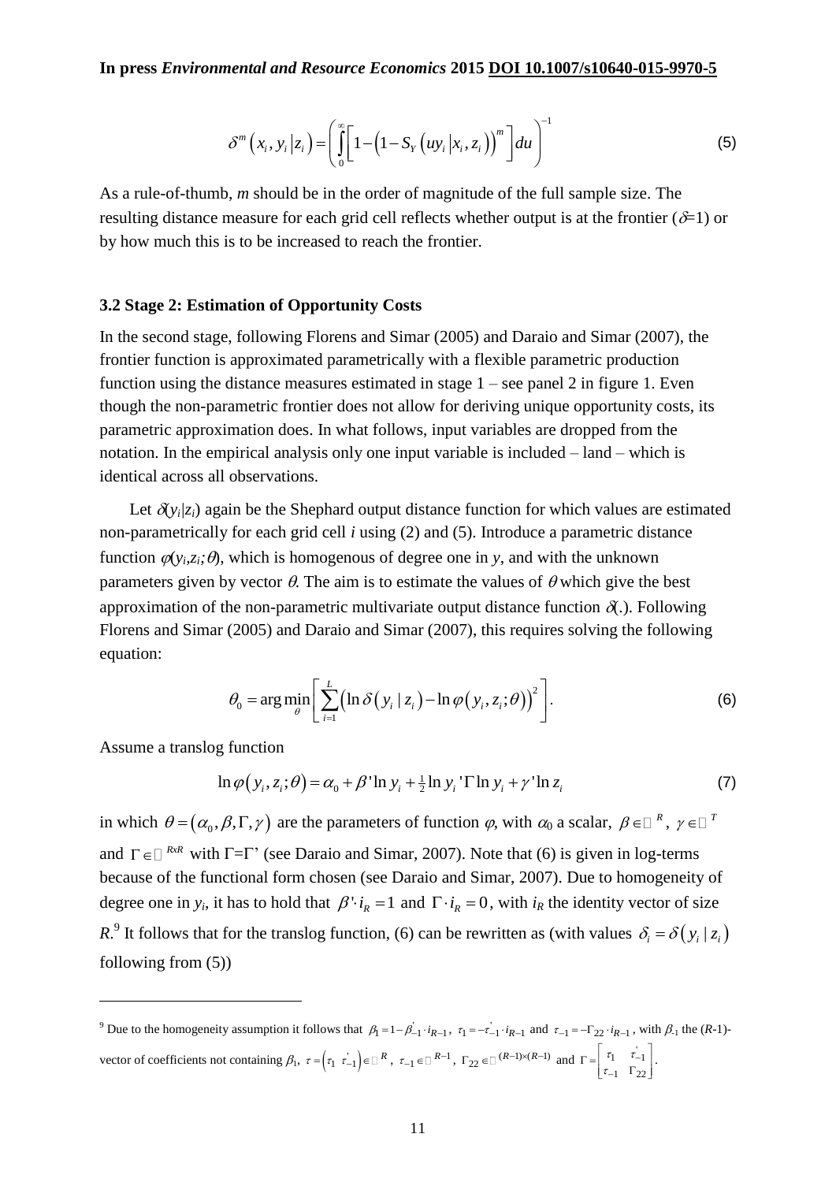$$\delta^{m}\left(x_i, y_i \left| z_i\right.\right)=\left(\int_{0}^{\infty}\left[1-\left(1-S_{Y}\left(uy_i \left| x_i, z_i\right.\right)\right)^{m}\right]du\right)^{-1} \tag{5}$$

As a rule-of-thumb, *m* should be in the order of magnitude of the full sample size. The resulting distance measure for each grid cell reflects whether output is at the frontier ($\delta$=1) or by how much this is to be increased to reach the frontier.

### 3.2 Stage 2: Estimation of Opportunity Costs

In the second stage, following Florens and Simar (2005) and Daraio and Simar (2007), the frontier function is approximated parametrically with a flexible parametric production function using the distance measures estimated in stage 1 – see panel 2 in figure 1. Even though the non-parametric frontier does not allow for deriving unique opportunity costs, its parametric approximation does. In what follows, input variables are dropped from the notation. In the empirical analysis only one input variable is included – land – which is identical across all observations.

Let $\delta(y_i|z_i)$ again be the Shephard output distance function for which values are estimated non-parametrically for each grid cell *i* using (2) and (5). Introduce a parametric distance function $\varphi(y_i,z_i;\theta)$, which is homogenous of degree one in *y*, and with the unknown parameters given by vector $\theta$. The aim is to estimate the values of $\theta$ which give the best approximation of the non-parametric multivariate output distance function $\delta(.)$. Following Florens and Simar (2005) and Daraio and Simar (2007), this requires solving the following equation:

$$\theta_0=\arg\min_{\theta}\left[\sum_{i=1}^{L}\left(\ln\delta\left(y_i \mid z_i\right)-\ln\varphi\left(y_i, z_i;\theta\right)\right)^{2}\right]. \tag{6}$$

Assume a translog function

$$\ln\varphi\left(y_i, z_i;\theta\right)=\alpha_0+\beta'\ln y_i+\tfrac{1}{2}\ln y_i'\Gamma\ln y_i+\gamma'\ln z_i \tag{7}$$

in which $\theta=\left(\alpha_0,\beta,\Gamma,\gamma\right)$ are the parameters of function $\varphi$, with $\alpha_0$ a scalar, $\beta\in\mathbb{R}^{R}$, $\gamma\in\mathbb{R}^{T}$ and $\Gamma\in\mathbb{R}^{RxR}$ with $\Gamma=\Gamma'$ (see Daraio and Simar, 2007). Note that (6) is given in log-terms because of the functional form chosen (see Daraio and Simar, 2007). Due to homogeneity of degree one in $y_i$, it has to hold that $\beta'\cdot i_R=1$ and $\Gamma\cdot i_R=0$, with $i_R$ the identity vector of size *R*.[9] It follows that for the translog function, (6) can be rewritten as (with values $\delta_i=\delta\left(y_i \mid z_i\right)$ following from (5))

---

[9] Due to the homogeneity assumption it follows that $\beta_1=1-\beta_{-1}'\cdot i_{R-1}$, $\tau_1=-\tau_{-1}'\cdot i_{R-1}$ and $\tau_{-1}=-\Gamma_{22}\cdot i_{R-1}$, with $\beta_{-1}$ the (*R*-1)-vector of coefficients not containing $\beta_1$, $\tau=\left(\tau_1\;\tau_{-1}'\right)\in\mathbb{R}^{R}$, $\tau_{-1}\in\mathbb{R}^{R-1}$, $\Gamma_{22}\in\mathbb{R}^{(R-1)\times(R-1)}$ and $\Gamma=\begin{bmatrix}\tau_1 & \tau_{-1}'\\ \tau_{-1} & \Gamma_{22}\end{bmatrix}$.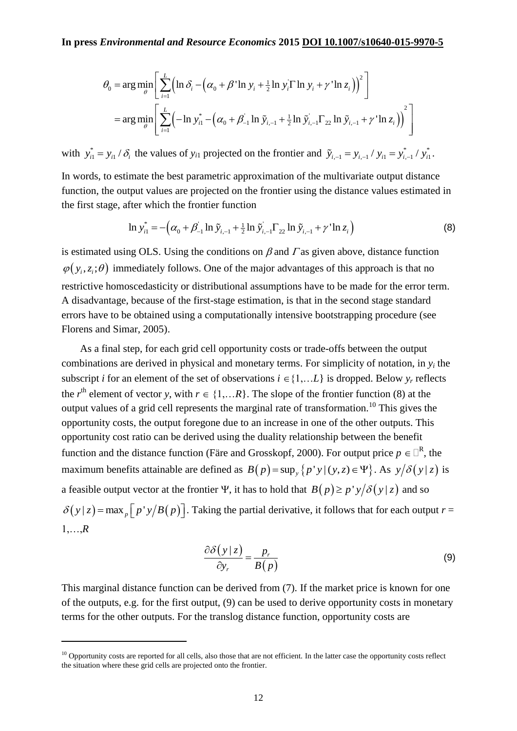$$\theta_0 = \arg\min_{\theta} \left[ \sum_{i=1}^{L} \left( \ln \delta_i - \left( \alpha_0 + \beta' \ln y_i + \tfrac{1}{2} \ln y_i' \Gamma \ln y_i + \gamma' \ln z_i \right) \right)^2 \right]$$
$$= \arg\min_{\theta} \left[ \sum_{i=1}^{L} \left( -\ln y_{i1}^* - \left( \alpha_0 + \beta_{-1}' \ln \tilde{y}_{i,-1} + \tfrac{1}{2} \ln \tilde{y}_{i,-1}' \Gamma_{22} \ln \tilde{y}_{i,-1} + \gamma' \ln z_i \right) \right)^2 \right]$$

with $y_{i1}^* = y_{i1} / \delta_i$ the values of $y_{i1}$ projected on the frontier and $\tilde{y}_{i,-1} = y_{i,-1} / y_{i1} = y_{i,-1}^* / y_{i1}^*$.

In words, to estimate the best parametric approximation of the multivariate output distance function, the output values are projected on the frontier using the distance values estimated in the first stage, after which the frontier function

$$\ln y_{i1}^* = -\left( \alpha_0 + \beta_{-1}' \ln \tilde{y}_{i,-1} + \tfrac{1}{2} \ln \tilde{y}_{i,-1}' \Gamma_{22} \ln \tilde{y}_{i,-1} + \gamma' \ln z_i \right) \tag{8}$$

is estimated using OLS. Using the conditions on $\beta$ and $\Gamma$ as given above, distance function $\varphi(y_i, z_i; \theta)$ immediately follows. One of the major advantages of this approach is that no restrictive homoscedasticity or distributional assumptions have to be made for the error term. A disadvantage, because of the first-stage estimation, is that in the second stage standard errors have to be obtained using a computationally intensive bootstrapping procedure (see Florens and Simar, 2005).

As a final step, for each grid cell opportunity costs or trade-offs between the output combinations are derived in physical and monetary terms. For simplicity of notation, in $y_i$ the subscript $i$ for an element of the set of observations $i \in \{1,\ldots L\}$ is dropped. Below $y_r$ reflects the $r^{\text{th}}$ element of vector $y$, with $r \in \{1,\ldots R\}$. The slope of the frontier function (8) at the output values of a grid cell represents the marginal rate of transformation.[10] This gives the opportunity costs, the output foregone due to an increase in one of the other outputs. This opportunity cost ratio can be derived using the duality relationship between the benefit function and the distance function (Färe and Grosskopf, 2000). For output price $p \in \mathbb{R}^R$, the maximum benefits attainable are defined as $B(p) = \sup_y \{ p'y \mid (y,z) \in \Psi \}$. As $y / \delta(y \mid z)$ is a feasible output vector at the frontier $\Psi$, it has to hold that $B(p) \geq p'y / \delta(y \mid z)$ and so $\delta(y \mid z) = \max_p \left[ p'y / B(p) \right]$. Taking the partial derivative, it follows that for each output $r = 1,\ldots,R$

$$\frac{\partial \delta(y \mid z)}{\partial y_r} = \frac{p_r}{B(p)} \tag{9}$$

This marginal distance function can be derived from (7). If the market price is known for one of the outputs, e.g. for the first output, (9) can be used to derive opportunity costs in monetary terms for the other outputs. For the translog distance function, opportunity costs are

[10] Opportunity costs are reported for all cells, also those that are not efficient. In the latter case the opportunity costs reflect the situation where these grid cells are projected onto the frontier.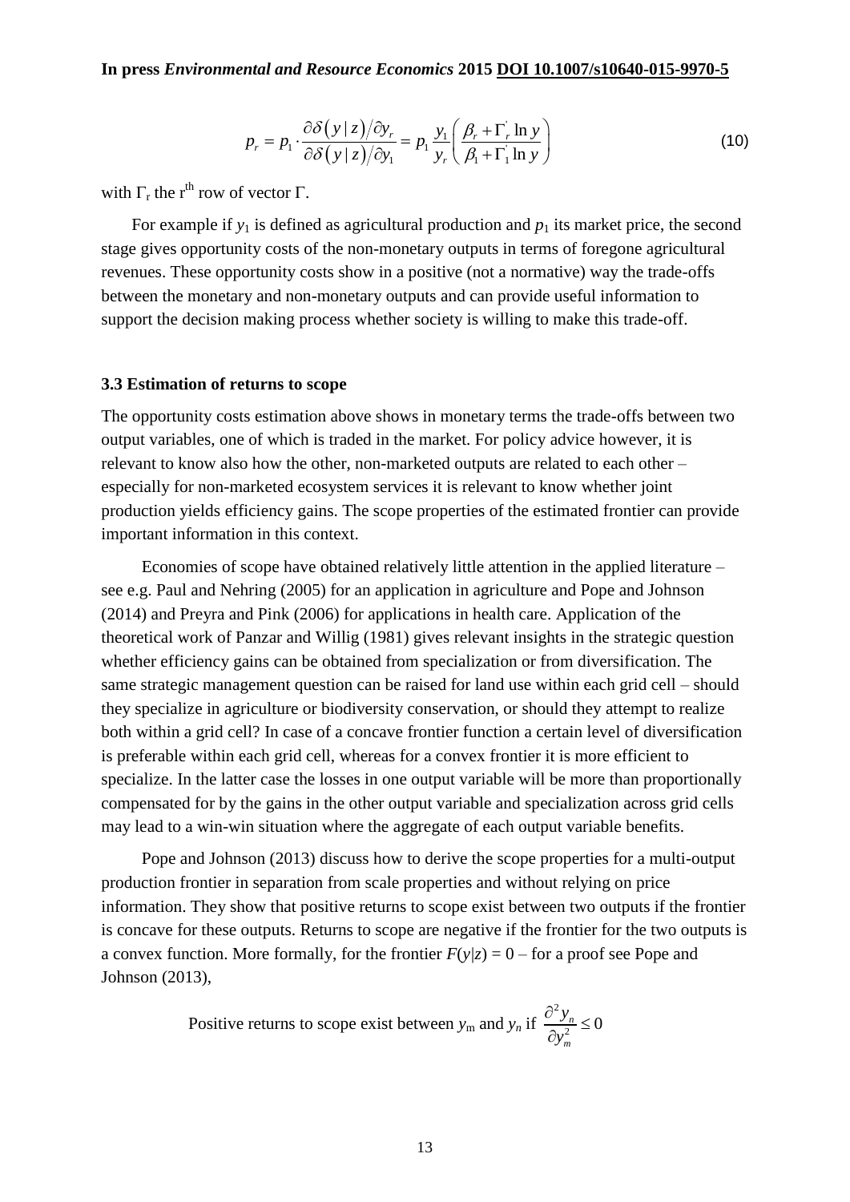$$p_r = p_1 \cdot \frac{\partial \delta(y\,|\,z) / \partial y_r}{\partial \delta(y\,|\,z) / \partial y_1} = p_1 \frac{y_1}{y_r} \left( \frac{\beta_r + \Gamma_r^{'} \ln y}{\beta_1 + \Gamma_1^{'} \ln y} \right) \tag{10}$$

with $\Gamma_r$ the r$^{th}$ row of vector $\Gamma$.

For example if $y_1$ is defined as agricultural production and $p_1$ its market price, the second stage gives opportunity costs of the non-monetary outputs in terms of foregone agricultural revenues. These opportunity costs show in a positive (not a normative) way the trade-offs between the monetary and non-monetary outputs and can provide useful information to support the decision making process whether society is willing to make this trade-off.

### 3.3 Estimation of returns to scope

The opportunity costs estimation above shows in monetary terms the trade-offs between two output variables, one of which is traded in the market. For policy advice however, it is relevant to know also how the other, non-marketed outputs are related to each other – especially for non-marketed ecosystem services it is relevant to know whether joint production yields efficiency gains. The scope properties of the estimated frontier can provide important information in this context.

Economies of scope have obtained relatively little attention in the applied literature – see e.g. Paul and Nehring (2005) for an application in agriculture and Pope and Johnson (2014) and Preyra and Pink (2006) for applications in health care. Application of the theoretical work of Panzar and Willig (1981) gives relevant insights in the strategic question whether efficiency gains can be obtained from specialization or from diversification. The same strategic management question can be raised for land use within each grid cell – should they specialize in agriculture or biodiversity conservation, or should they attempt to realize both within a grid cell? In case of a concave frontier function a certain level of diversification is preferable within each grid cell, whereas for a convex frontier it is more efficient to specialize. In the latter case the losses in one output variable will be more than proportionally compensated for by the gains in the other output variable and specialization across grid cells may lead to a win-win situation where the aggregate of each output variable benefits.

Pope and Johnson (2013) discuss how to derive the scope properties for a multi-output production frontier in separation from scale properties and without relying on price information. They show that positive returns to scope exist between two outputs if the frontier is concave for these outputs. Returns to scope are negative if the frontier for the two outputs is a convex function. More formally, for the frontier $F(y|z) = 0$ – for a proof see Pope and Johnson (2013),

Positive returns to scope exist between $y_m$ and $y_n$ if $\dfrac{\partial^2 y_n}{\partial y_m^2} \leq 0$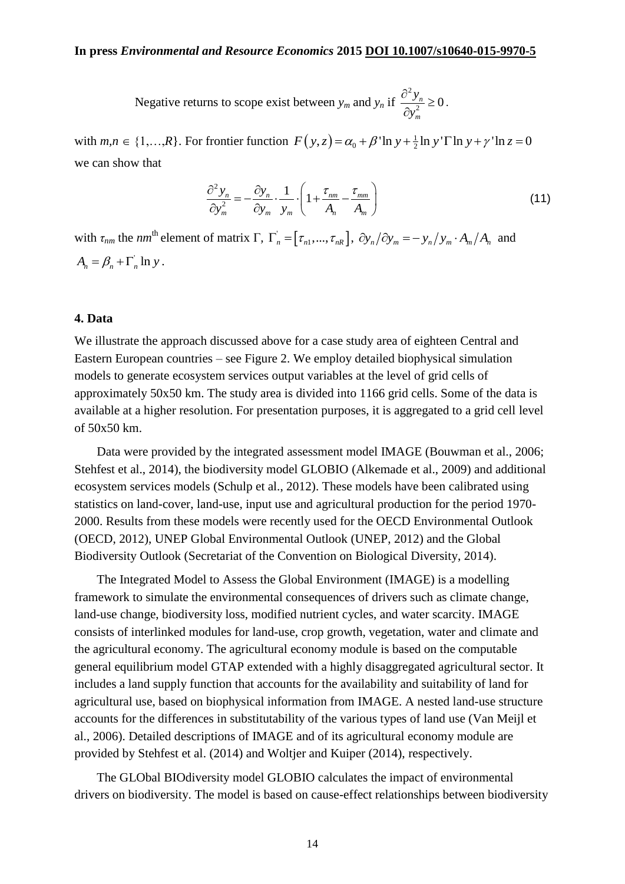Negative returns to scope exist between $y_m$ and $y_n$ if $\frac{\partial^2 y_n}{\partial y_m^2} \geq 0$.

with $m,n \in \{1,\ldots,R\}$. For frontier function $F(y,z) = \alpha_0 + \beta' \ln y + \frac{1}{2} \ln y' \Gamma \ln y + \gamma' \ln z = 0$ we can show that

$$\frac{\partial^2 y_n}{\partial y_m^2} = -\frac{\partial y_n}{\partial y_m} \cdot \frac{1}{y_m} \cdot \left(1 + \frac{\tau_{nm}}{A_n} - \frac{\tau_{mm}}{A_m}\right) \tag{11}$$

with $\tau_{nm}$ the $nm$th element of matrix $\Gamma$, $\Gamma_n^{'} = [\tau_{n1},\ldots,\tau_{nR}]$, $\partial y_n / \partial y_m = -y_n / y_m \cdot A_m / A_n$ and $A_n = \beta_n + \Gamma_n^{'} \ln y$.

## 4. Data

We illustrate the approach discussed above for a case study area of eighteen Central and Eastern European countries – see Figure 2. We employ detailed biophysical simulation models to generate ecosystem services output variables at the level of grid cells of approximately 50x50 km. The study area is divided into 1166 grid cells. Some of the data is available at a higher resolution. For presentation purposes, it is aggregated to a grid cell level of 50x50 km.

Data were provided by the integrated assessment model IMAGE (Bouwman et al., 2006; Stehfest et al., 2014), the biodiversity model GLOBIO (Alkemade et al., 2009) and additional ecosystem services models (Schulp et al., 2012). These models have been calibrated using statistics on land-cover, land-use, input use and agricultural production for the period 1970-2000. Results from these models were recently used for the OECD Environmental Outlook (OECD, 2012), UNEP Global Environmental Outlook (UNEP, 2012) and the Global Biodiversity Outlook (Secretariat of the Convention on Biological Diversity, 2014).

The Integrated Model to Assess the Global Environment (IMAGE) is a modelling framework to simulate the environmental consequences of drivers such as climate change, land-use change, biodiversity loss, modified nutrient cycles, and water scarcity. IMAGE consists of interlinked modules for land-use, crop growth, vegetation, water and climate and the agricultural economy. The agricultural economy module is based on the computable general equilibrium model GTAP extended with a highly disaggregated agricultural sector. It includes a land supply function that accounts for the availability and suitability of land for agricultural use, based on biophysical information from IMAGE. A nested land-use structure accounts for the differences in substitutability of the various types of land use (Van Meijl et al., 2006). Detailed descriptions of IMAGE and of its agricultural economy module are provided by Stehfest et al. (2014) and Woltjer and Kuiper (2014), respectively.

The GLObal BIOdiversity model GLOBIO calculates the impact of environmental drivers on biodiversity. The model is based on cause-effect relationships between biodiversity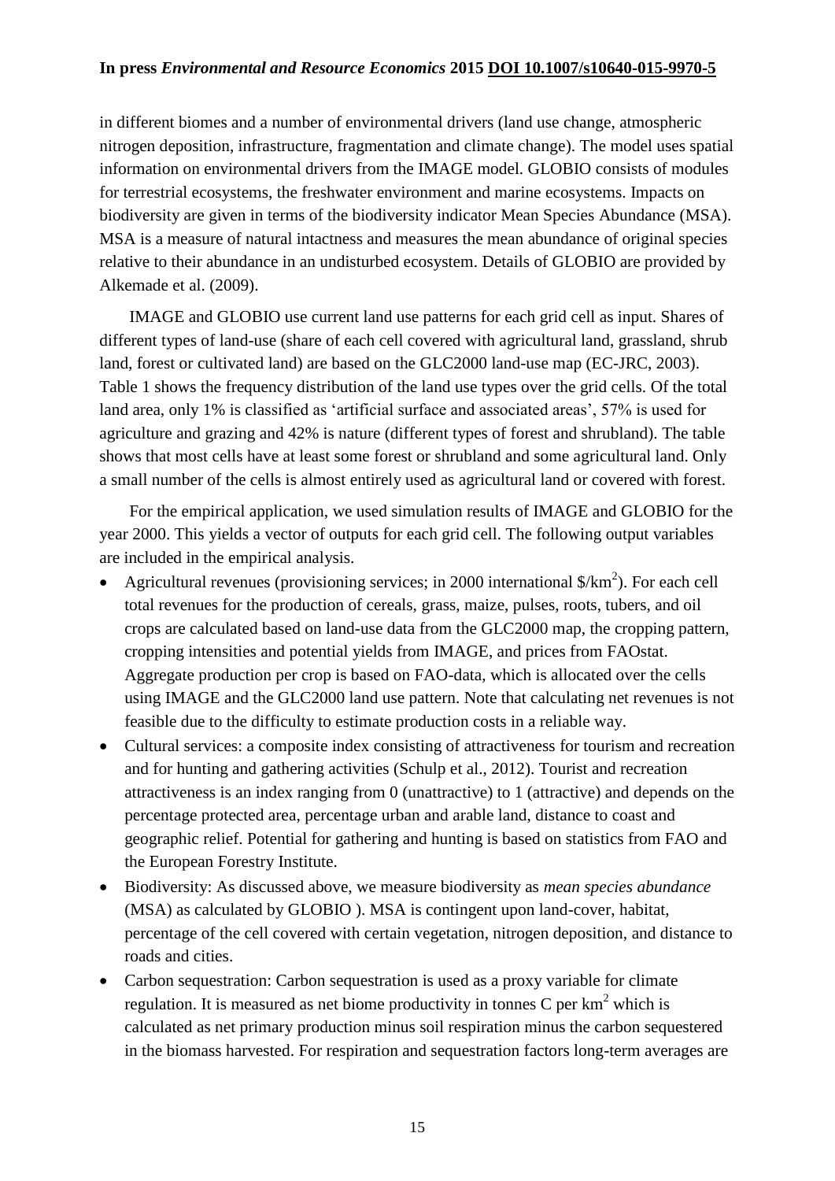in different biomes and a number of environmental drivers (land use change, atmospheric nitrogen deposition, infrastructure, fragmentation and climate change). The model uses spatial information on environmental drivers from the IMAGE model. GLOBIO consists of modules for terrestrial ecosystems, the freshwater environment and marine ecosystems. Impacts on biodiversity are given in terms of the biodiversity indicator Mean Species Abundance (MSA). MSA is a measure of natural intactness and measures the mean abundance of original species relative to their abundance in an undisturbed ecosystem. Details of GLOBIO are provided by Alkemade et al. (2009).

IMAGE and GLOBIO use current land use patterns for each grid cell as input. Shares of different types of land-use (share of each cell covered with agricultural land, grassland, shrub land, forest or cultivated land) are based on the GLC2000 land-use map (EC-JRC, 2003). Table 1 shows the frequency distribution of the land use types over the grid cells. Of the total land area, only 1% is classified as 'artificial surface and associated areas', 57% is used for agriculture and grazing and 42% is nature (different types of forest and shrubland). The table shows that most cells have at least some forest or shrubland and some agricultural land. Only a small number of the cells is almost entirely used as agricultural land or covered with forest.

For the empirical application, we used simulation results of IMAGE and GLOBIO for the year 2000. This yields a vector of outputs for each grid cell. The following output variables are included in the empirical analysis.

- Agricultural revenues (provisioning services; in 2000 international $/km$^2$). For each cell total revenues for the production of cereals, grass, maize, pulses, roots, tubers, and oil crops are calculated based on land-use data from the GLC2000 map, the cropping pattern, cropping intensities and potential yields from IMAGE, and prices from FAOstat. Aggregate production per crop is based on FAO-data, which is allocated over the cells using IMAGE and the GLC2000 land use pattern. Note that calculating net revenues is not feasible due to the difficulty to estimate production costs in a reliable way.
- Cultural services: a composite index consisting of attractiveness for tourism and recreation and for hunting and gathering activities (Schulp et al., 2012). Tourist and recreation attractiveness is an index ranging from 0 (unattractive) to 1 (attractive) and depends on the percentage protected area, percentage urban and arable land, distance to coast and geographic relief. Potential for gathering and hunting is based on statistics from FAO and the European Forestry Institute.
- Biodiversity: As discussed above, we measure biodiversity as *mean species abundance* (MSA) as calculated by GLOBIO ). MSA is contingent upon land-cover, habitat, percentage of the cell covered with certain vegetation, nitrogen deposition, and distance to roads and cities.
- Carbon sequestration: Carbon sequestration is used as a proxy variable for climate regulation. It is measured as net biome productivity in tonnes C per km$^2$ which is calculated as net primary production minus soil respiration minus the carbon sequestered in the biomass harvested. For respiration and sequestration factors long-term averages are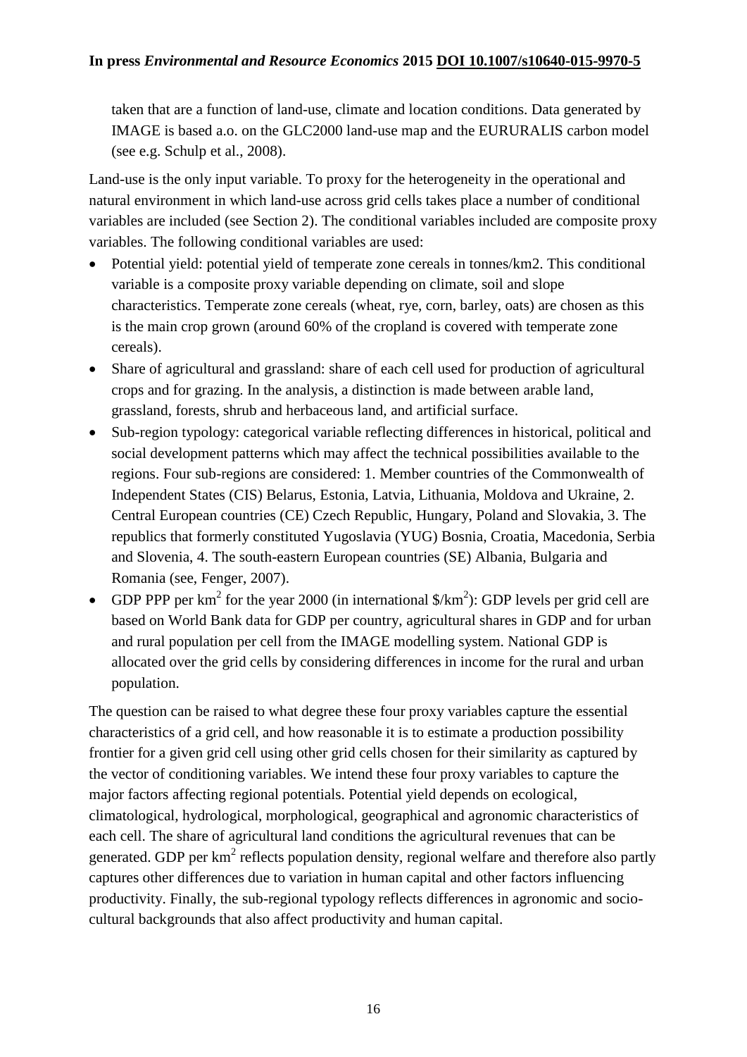taken that are a function of land-use, climate and location conditions. Data generated by IMAGE is based a.o. on the GLC2000 land-use map and the EURURALIS carbon model (see e.g. Schulp et al., 2008).

Land-use is the only input variable. To proxy for the heterogeneity in the operational and natural environment in which land-use across grid cells takes place a number of conditional variables are included (see Section 2). The conditional variables included are composite proxy variables. The following conditional variables are used:

- Potential yield: potential yield of temperate zone cereals in tonnes/km2. This conditional variable is a composite proxy variable depending on climate, soil and slope characteristics. Temperate zone cereals (wheat, rye, corn, barley, oats) are chosen as this is the main crop grown (around 60% of the cropland is covered with temperate zone cereals).
- Share of agricultural and grassland: share of each cell used for production of agricultural crops and for grazing. In the analysis, a distinction is made between arable land, grassland, forests, shrub and herbaceous land, and artificial surface.
- Sub-region typology: categorical variable reflecting differences in historical, political and social development patterns which may affect the technical possibilities available to the regions. Four sub-regions are considered: 1. Member countries of the Commonwealth of Independent States (CIS) Belarus, Estonia, Latvia, Lithuania, Moldova and Ukraine, 2. Central European countries (CE) Czech Republic, Hungary, Poland and Slovakia, 3. The republics that formerly constituted Yugoslavia (YUG) Bosnia, Croatia, Macedonia, Serbia and Slovenia, 4. The south-eastern European countries (SE) Albania, Bulgaria and Romania (see, Fenger, 2007).
- GDP PPP per $km^2$ for the year 2000 (in international $\$/km^2$): GDP levels per grid cell are based on World Bank data for GDP per country, agricultural shares in GDP and for urban and rural population per cell from the IMAGE modelling system. National GDP is allocated over the grid cells by considering differences in income for the rural and urban population.

The question can be raised to what degree these four proxy variables capture the essential characteristics of a grid cell, and how reasonable it is to estimate a production possibility frontier for a given grid cell using other grid cells chosen for their similarity as captured by the vector of conditioning variables. We intend these four proxy variables to capture the major factors affecting regional potentials. Potential yield depends on ecological, climatological, hydrological, morphological, geographical and agronomic characteristics of each cell. The share of agricultural land conditions the agricultural revenues that can be generated. GDP per $km^2$ reflects population density, regional welfare and therefore also partly captures other differences due to variation in human capital and other factors influencing productivity. Finally, the sub-regional typology reflects differences in agronomic and socio-cultural backgrounds that also affect productivity and human capital.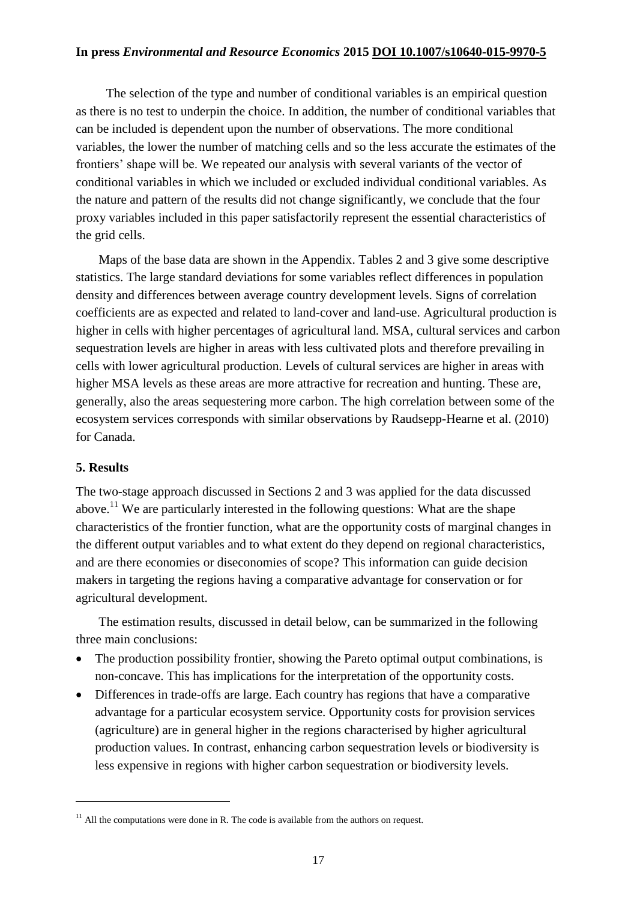The selection of the type and number of conditional variables is an empirical question as there is no test to underpin the choice. In addition, the number of conditional variables that can be included is dependent upon the number of observations. The more conditional variables, the lower the number of matching cells and so the less accurate the estimates of the frontiers' shape will be. We repeated our analysis with several variants of the vector of conditional variables in which we included or excluded individual conditional variables. As the nature and pattern of the results did not change significantly, we conclude that the four proxy variables included in this paper satisfactorily represent the essential characteristics of the grid cells.

Maps of the base data are shown in the Appendix. Tables 2 and 3 give some descriptive statistics. The large standard deviations for some variables reflect differences in population density and differences between average country development levels. Signs of correlation coefficients are as expected and related to land-cover and land-use. Agricultural production is higher in cells with higher percentages of agricultural land. MSA, cultural services and carbon sequestration levels are higher in areas with less cultivated plots and therefore prevailing in cells with lower agricultural production. Levels of cultural services are higher in areas with higher MSA levels as these areas are more attractive for recreation and hunting. These are, generally, also the areas sequestering more carbon. The high correlation between some of the ecosystem services corresponds with similar observations by Raudsepp-Hearne et al. (2010) for Canada.

## 5. Results

The two-stage approach discussed in Sections 2 and 3 was applied for the data discussed above.[11] We are particularly interested in the following questions: What are the shape characteristics of the frontier function, what are the opportunity costs of marginal changes in the different output variables and to what extent do they depend on regional characteristics, and are there economies or diseconomies of scope? This information can guide decision makers in targeting the regions having a comparative advantage for conservation or for agricultural development.

The estimation results, discussed in detail below, can be summarized in the following three main conclusions:

- The production possibility frontier, showing the Pareto optimal output combinations, is non-concave. This has implications for the interpretation of the opportunity costs.
- Differences in trade-offs are large. Each country has regions that have a comparative advantage for a particular ecosystem service. Opportunity costs for provision services (agriculture) are in general higher in the regions characterised by higher agricultural production values. In contrast, enhancing carbon sequestration levels or biodiversity is less expensive in regions with higher carbon sequestration or biodiversity levels.

[11] All the computations were done in R. The code is available from the authors on request.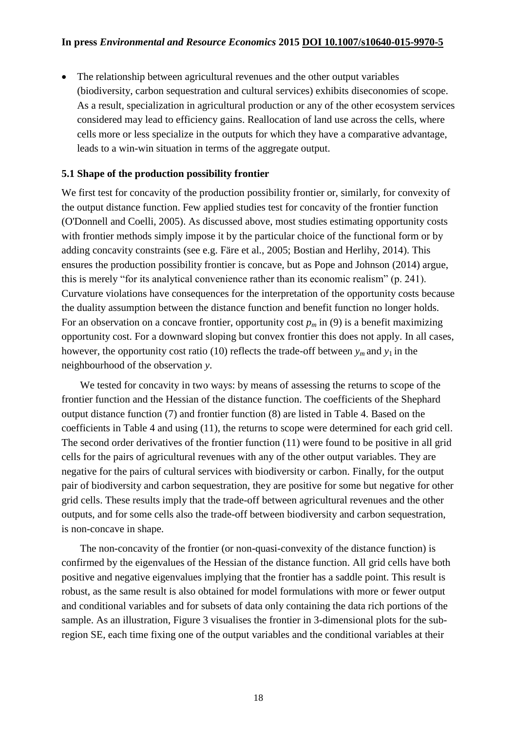- The relationship between agricultural revenues and the other output variables (biodiversity, carbon sequestration and cultural services) exhibits diseconomies of scope. As a result, specialization in agricultural production or any of the other ecosystem services considered may lead to efficiency gains. Reallocation of land use across the cells, where cells more or less specialize in the outputs for which they have a comparative advantage, leads to a win-win situation in terms of the aggregate output.

### 5.1 Shape of the production possibility frontier

We first test for concavity of the production possibility frontier or, similarly, for convexity of the output distance function. Few applied studies test for concavity of the frontier function (O'Donnell and Coelli, 2005). As discussed above, most studies estimating opportunity costs with frontier methods simply impose it by the particular choice of the functional form or by adding concavity constraints (see e.g. Färe et al., 2005; Bostian and Herlihy, 2014). This ensures the production possibility frontier is concave, but as Pope and Johnson (2014) argue, this is merely "for its analytical convenience rather than its economic realism" (p. 241). Curvature violations have consequences for the interpretation of the opportunity costs because the duality assumption between the distance function and benefit function no longer holds. For an observation on a concave frontier, opportunity cost $p_m$ in (9) is a benefit maximizing opportunity cost. For a downward sloping but convex frontier this does not apply. In all cases, however, the opportunity cost ratio (10) reflects the trade-off between $y_m$ and $y_1$ in the neighbourhood of the observation $y$.

We tested for concavity in two ways: by means of assessing the returns to scope of the frontier function and the Hessian of the distance function. The coefficients of the Shephard output distance function (7) and frontier function (8) are listed in Table 4. Based on the coefficients in Table 4 and using (11), the returns to scope were determined for each grid cell. The second order derivatives of the frontier function (11) were found to be positive in all grid cells for the pairs of agricultural revenues with any of the other output variables. They are negative for the pairs of cultural services with biodiversity or carbon. Finally, for the output pair of biodiversity and carbon sequestration, they are positive for some but negative for other grid cells. These results imply that the trade-off between agricultural revenues and the other outputs, and for some cells also the trade-off between biodiversity and carbon sequestration, is non-concave in shape.

The non-concavity of the frontier (or non-quasi-convexity of the distance function) is confirmed by the eigenvalues of the Hessian of the distance function. All grid cells have both positive and negative eigenvalues implying that the frontier has a saddle point. This result is robust, as the same result is also obtained for model formulations with more or fewer output and conditional variables and for subsets of data only containing the data rich portions of the sample. As an illustration, Figure 3 visualises the frontier in 3-dimensional plots for the sub-region SE, each time fixing one of the output variables and the conditional variables at their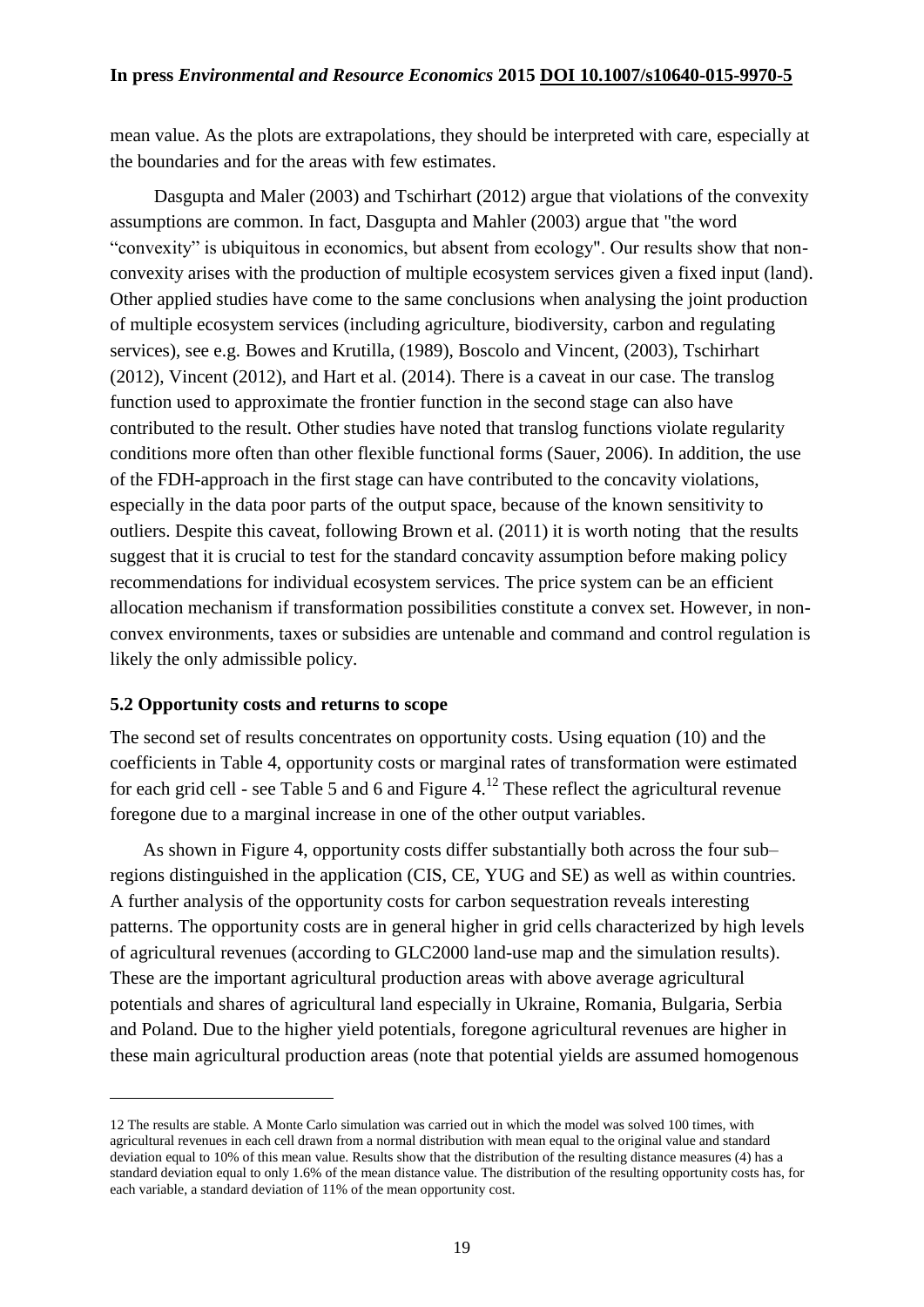mean value. As the plots are extrapolations, they should be interpreted with care, especially at the boundaries and for the areas with few estimates.

Dasgupta and Maler (2003) and Tschirhart (2012) argue that violations of the convexity assumptions are common. In fact, Dasgupta and Mahler (2003) argue that "the word "convexity" is ubiquitous in economics, but absent from ecology". Our results show that non-convexity arises with the production of multiple ecosystem services given a fixed input (land). Other applied studies have come to the same conclusions when analysing the joint production of multiple ecosystem services (including agriculture, biodiversity, carbon and regulating services), see e.g. Bowes and Krutilla, (1989), Boscolo and Vincent, (2003), Tschirhart (2012), Vincent (2012), and Hart et al. (2014). There is a caveat in our case. The translog function used to approximate the frontier function in the second stage can also have contributed to the result. Other studies have noted that translog functions violate regularity conditions more often than other flexible functional forms (Sauer, 2006). In addition, the use of the FDH-approach in the first stage can have contributed to the concavity violations, especially in the data poor parts of the output space, because of the known sensitivity to outliers. Despite this caveat, following Brown et al. (2011) it is worth noting that the results suggest that it is crucial to test for the standard concavity assumption before making policy recommendations for individual ecosystem services. The price system can be an efficient allocation mechanism if transformation possibilities constitute a convex set. However, in non-convex environments, taxes or subsidies are untenable and command and control regulation is likely the only admissible policy.

### 5.2 Opportunity costs and returns to scope

The second set of results concentrates on opportunity costs. Using equation (10) and the coefficients in Table 4, opportunity costs or marginal rates of transformation were estimated for each grid cell - see Table 5 and 6 and Figure 4.[12] These reflect the agricultural revenue foregone due to a marginal increase in one of the other output variables.

As shown in Figure 4, opportunity costs differ substantially both across the four sub–regions distinguished in the application (CIS, CE, YUG and SE) as well as within countries. A further analysis of the opportunity costs for carbon sequestration reveals interesting patterns. The opportunity costs are in general higher in grid cells characterized by high levels of agricultural revenues (according to GLC2000 land-use map and the simulation results). These are the important agricultural production areas with above average agricultural potentials and shares of agricultural land especially in Ukraine, Romania, Bulgaria, Serbia and Poland. Due to the higher yield potentials, foregone agricultural revenues are higher in these main agricultural production areas (note that potential yields are assumed homogenous

---

12 The results are stable. A Monte Carlo simulation was carried out in which the model was solved 100 times, with agricultural revenues in each cell drawn from a normal distribution with mean equal to the original value and standard deviation equal to 10% of this mean value. Results show that the distribution of the resulting distance measures (4) has a standard deviation equal to only 1.6% of the mean distance value. The distribution of the resulting opportunity costs has, for each variable, a standard deviation of 11% of the mean opportunity cost.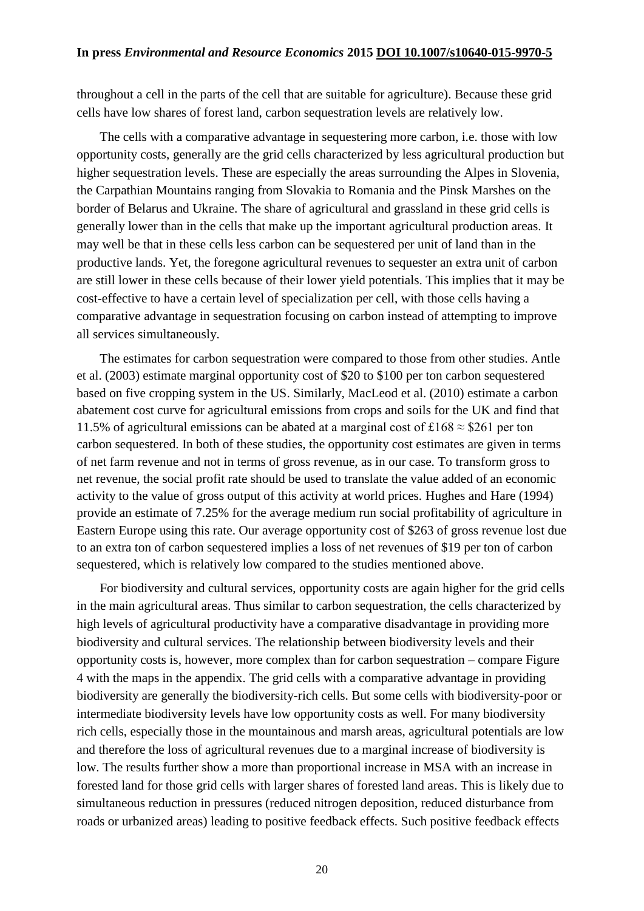throughout a cell in the parts of the cell that are suitable for agriculture). Because these grid cells have low shares of forest land, carbon sequestration levels are relatively low.

The cells with a comparative advantage in sequestering more carbon, i.e. those with low opportunity costs, generally are the grid cells characterized by less agricultural production but higher sequestration levels. These are especially the areas surrounding the Alpes in Slovenia, the Carpathian Mountains ranging from Slovakia to Romania and the Pinsk Marshes on the border of Belarus and Ukraine. The share of agricultural and grassland in these grid cells is generally lower than in the cells that make up the important agricultural production areas. It may well be that in these cells less carbon can be sequestered per unit of land than in the productive lands. Yet, the foregone agricultural revenues to sequester an extra unit of carbon are still lower in these cells because of their lower yield potentials. This implies that it may be cost-effective to have a certain level of specialization per cell, with those cells having a comparative advantage in sequestration focusing on carbon instead of attempting to improve all services simultaneously.

The estimates for carbon sequestration were compared to those from other studies. Antle et al. (2003) estimate marginal opportunity cost of \$20 to \$100 per ton carbon sequestered based on five cropping system in the US. Similarly, MacLeod et al. (2010) estimate a carbon abatement cost curve for agricultural emissions from crops and soils for the UK and find that 11.5% of agricultural emissions can be abated at a marginal cost of £168 ≈ \$261 per ton carbon sequestered. In both of these studies, the opportunity cost estimates are given in terms of net farm revenue and not in terms of gross revenue, as in our case. To transform gross to net revenue, the social profit rate should be used to translate the value added of an economic activity to the value of gross output of this activity at world prices. Hughes and Hare (1994) provide an estimate of 7.25% for the average medium run social profitability of agriculture in Eastern Europe using this rate. Our average opportunity cost of \$263 of gross revenue lost due to an extra ton of carbon sequestered implies a loss of net revenues of \$19 per ton of carbon sequestered, which is relatively low compared to the studies mentioned above.

For biodiversity and cultural services, opportunity costs are again higher for the grid cells in the main agricultural areas. Thus similar to carbon sequestration, the cells characterized by high levels of agricultural productivity have a comparative disadvantage in providing more biodiversity and cultural services. The relationship between biodiversity levels and their opportunity costs is, however, more complex than for carbon sequestration – compare Figure 4 with the maps in the appendix. The grid cells with a comparative advantage in providing biodiversity are generally the biodiversity-rich cells. But some cells with biodiversity-poor or intermediate biodiversity levels have low opportunity costs as well. For many biodiversity rich cells, especially those in the mountainous and marsh areas, agricultural potentials are low and therefore the loss of agricultural revenues due to a marginal increase of biodiversity is low. The results further show a more than proportional increase in MSA with an increase in forested land for those grid cells with larger shares of forested land areas. This is likely due to simultaneous reduction in pressures (reduced nitrogen deposition, reduced disturbance from roads or urbanized areas) leading to positive feedback effects. Such positive feedback effects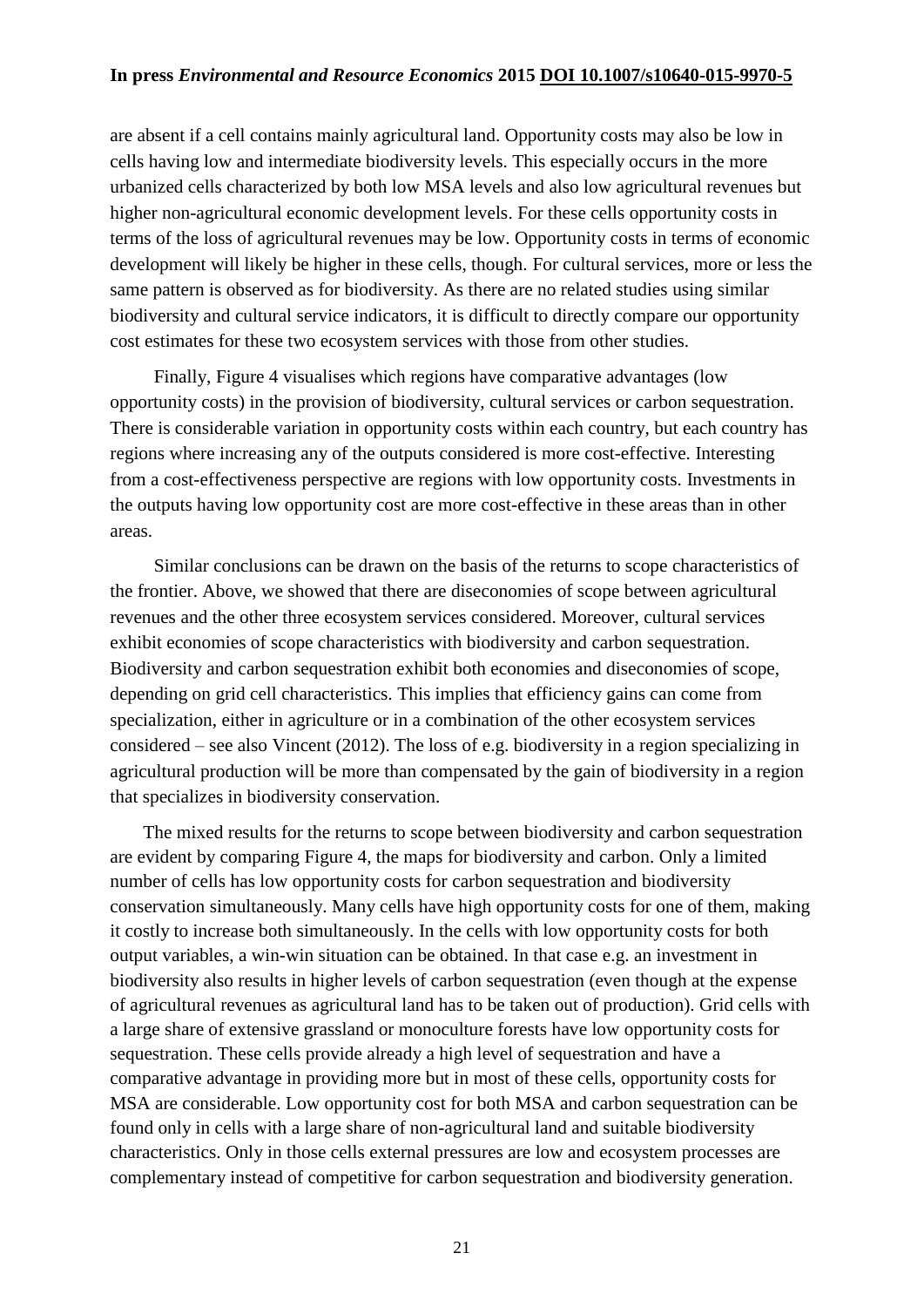are absent if a cell contains mainly agricultural land. Opportunity costs may also be low in cells having low and intermediate biodiversity levels. This especially occurs in the more urbanized cells characterized by both low MSA levels and also low agricultural revenues but higher non-agricultural economic development levels. For these cells opportunity costs in terms of the loss of agricultural revenues may be low. Opportunity costs in terms of economic development will likely be higher in these cells, though. For cultural services, more or less the same pattern is observed as for biodiversity. As there are no related studies using similar biodiversity and cultural service indicators, it is difficult to directly compare our opportunity cost estimates for these two ecosystem services with those from other studies.

Finally, Figure 4 visualises which regions have comparative advantages (low opportunity costs) in the provision of biodiversity, cultural services or carbon sequestration. There is considerable variation in opportunity costs within each country, but each country has regions where increasing any of the outputs considered is more cost-effective. Interesting from a cost-effectiveness perspective are regions with low opportunity costs. Investments in the outputs having low opportunity cost are more cost-effective in these areas than in other areas.

Similar conclusions can be drawn on the basis of the returns to scope characteristics of the frontier. Above, we showed that there are diseconomies of scope between agricultural revenues and the other three ecosystem services considered. Moreover, cultural services exhibit economies of scope characteristics with biodiversity and carbon sequestration. Biodiversity and carbon sequestration exhibit both economies and diseconomies of scope, depending on grid cell characteristics. This implies that efficiency gains can come from specialization, either in agriculture or in a combination of the other ecosystem services considered – see also Vincent (2012). The loss of e.g. biodiversity in a region specializing in agricultural production will be more than compensated by the gain of biodiversity in a region that specializes in biodiversity conservation.

The mixed results for the returns to scope between biodiversity and carbon sequestration are evident by comparing Figure 4, the maps for biodiversity and carbon. Only a limited number of cells has low opportunity costs for carbon sequestration and biodiversity conservation simultaneously. Many cells have high opportunity costs for one of them, making it costly to increase both simultaneously. In the cells with low opportunity costs for both output variables, a win-win situation can be obtained. In that case e.g. an investment in biodiversity also results in higher levels of carbon sequestration (even though at the expense of agricultural revenues as agricultural land has to be taken out of production). Grid cells with a large share of extensive grassland or monoculture forests have low opportunity costs for sequestration. These cells provide already a high level of sequestration and have a comparative advantage in providing more but in most of these cells, opportunity costs for MSA are considerable. Low opportunity cost for both MSA and carbon sequestration can be found only in cells with a large share of non-agricultural land and suitable biodiversity characteristics. Only in those cells external pressures are low and ecosystem processes are complementary instead of competitive for carbon sequestration and biodiversity generation.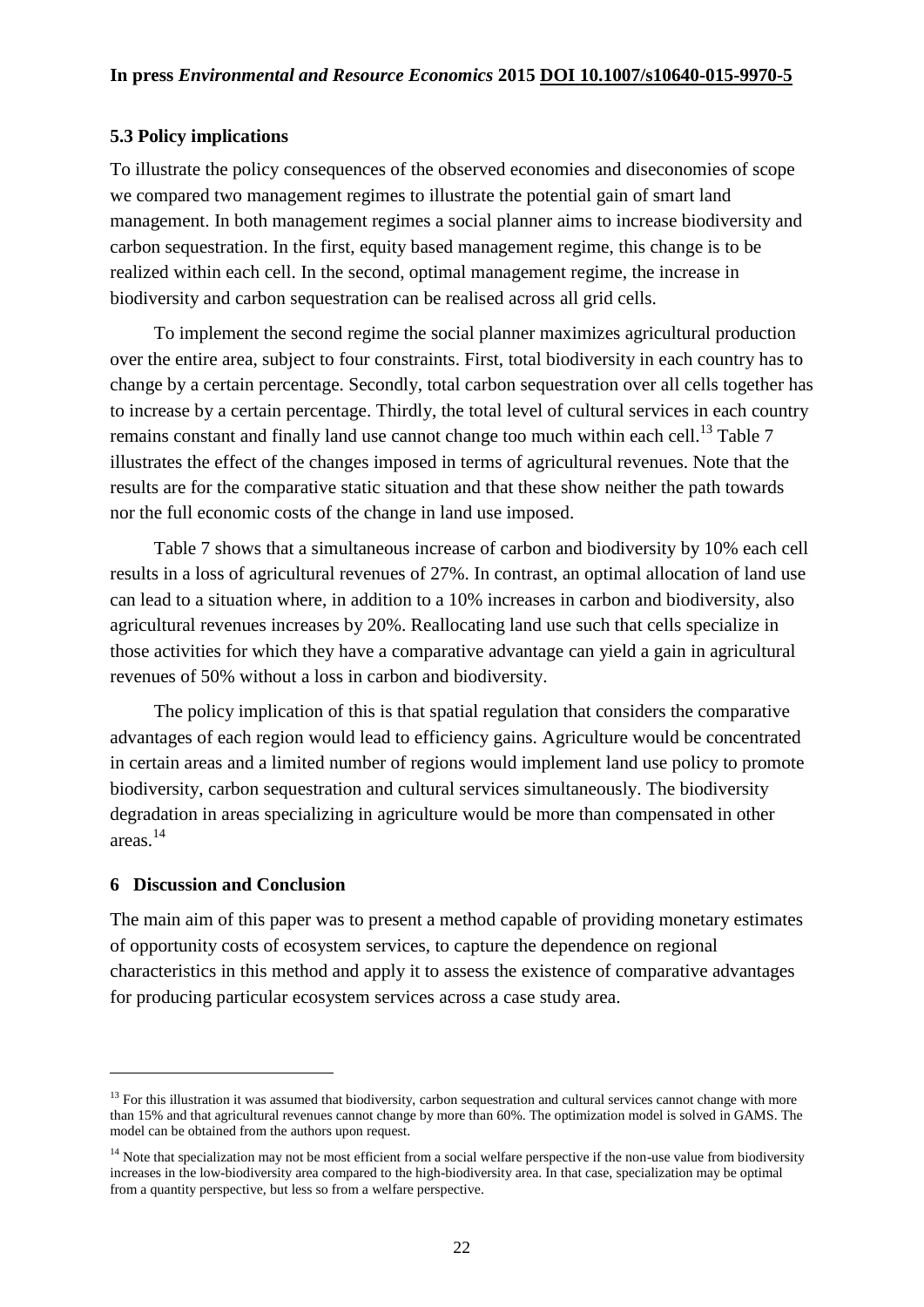### 5.3 Policy implications

To illustrate the policy consequences of the observed economies and diseconomies of scope we compared two management regimes to illustrate the potential gain of smart land management. In both management regimes a social planner aims to increase biodiversity and carbon sequestration. In the first, equity based management regime, this change is to be realized within each cell. In the second, optimal management regime, the increase in biodiversity and carbon sequestration can be realised across all grid cells.

To implement the second regime the social planner maximizes agricultural production over the entire area, subject to four constraints. First, total biodiversity in each country has to change by a certain percentage. Secondly, total carbon sequestration over all cells together has to increase by a certain percentage. Thirdly, the total level of cultural services in each country remains constant and finally land use cannot change too much within each cell.[13] Table 7 illustrates the effect of the changes imposed in terms of agricultural revenues. Note that the results are for the comparative static situation and that these show neither the path towards nor the full economic costs of the change in land use imposed.

Table 7 shows that a simultaneous increase of carbon and biodiversity by 10% each cell results in a loss of agricultural revenues of 27%. In contrast, an optimal allocation of land use can lead to a situation where, in addition to a 10% increases in carbon and biodiversity, also agricultural revenues increases by 20%. Reallocating land use such that cells specialize in those activities for which they have a comparative advantage can yield a gain in agricultural revenues of 50% without a loss in carbon and biodiversity.

The policy implication of this is that spatial regulation that considers the comparative advantages of each region would lead to efficiency gains. Agriculture would be concentrated in certain areas and a limited number of regions would implement land use policy to promote biodiversity, carbon sequestration and cultural services simultaneously. The biodiversity degradation in areas specializing in agriculture would be more than compensated in other areas.[14]

## 6 Discussion and Conclusion

The main aim of this paper was to present a method capable of providing monetary estimates of opportunity costs of ecosystem services, to capture the dependence on regional characteristics in this method and apply it to assess the existence of comparative advantages for producing particular ecosystem services across a case study area.

---

[13] For this illustration it was assumed that biodiversity, carbon sequestration and cultural services cannot change with more than 15% and that agricultural revenues cannot change by more than 60%. The optimization model is solved in GAMS. The model can be obtained from the authors upon request.

[14] Note that specialization may not be most efficient from a social welfare perspective if the non-use value from biodiversity increases in the low-biodiversity area compared to the high-biodiversity area. In that case, specialization may be optimal from a quantity perspective, but less so from a welfare perspective.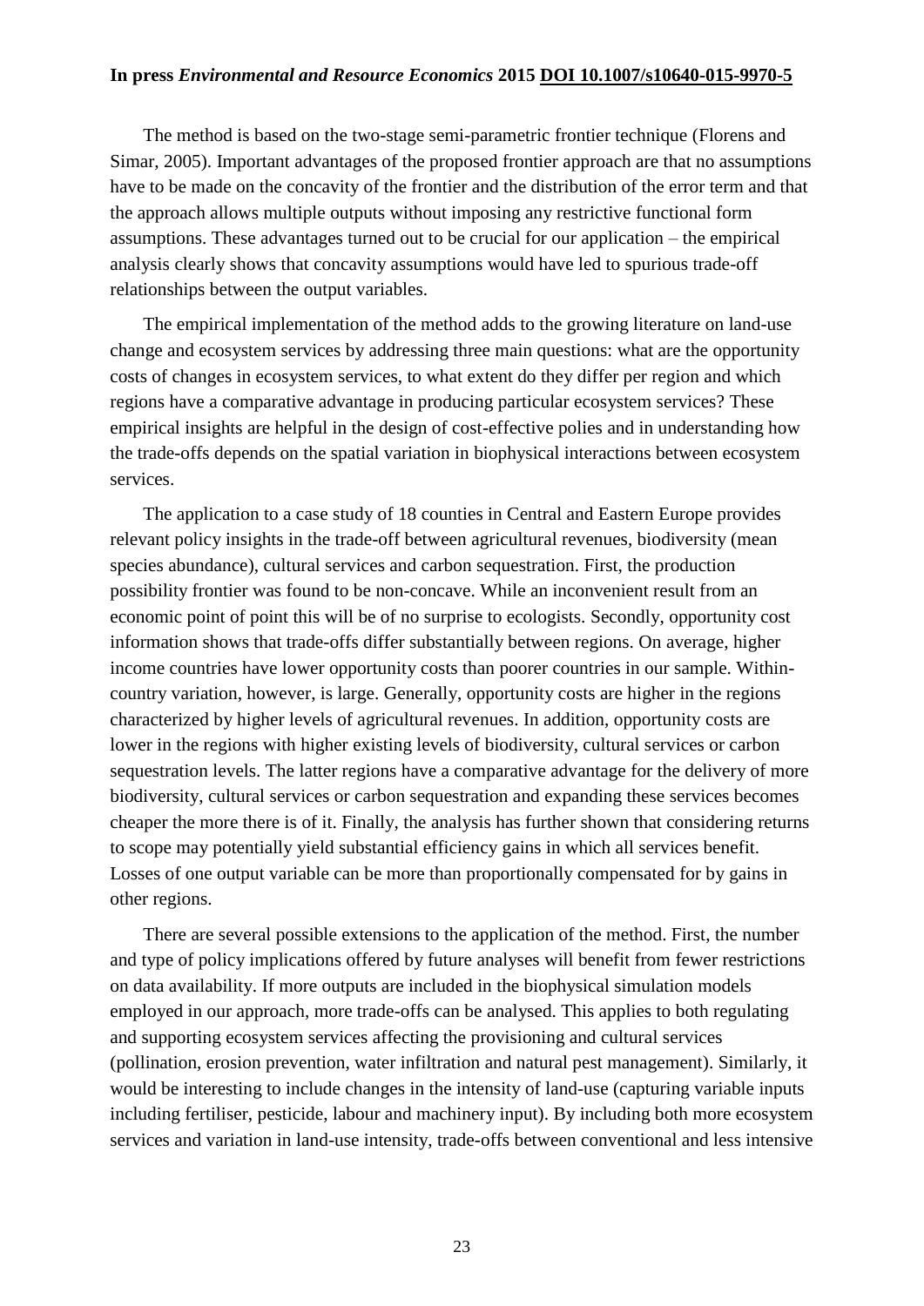The method is based on the two-stage semi-parametric frontier technique (Florens and Simar, 2005). Important advantages of the proposed frontier approach are that no assumptions have to be made on the concavity of the frontier and the distribution of the error term and that the approach allows multiple outputs without imposing any restrictive functional form assumptions. These advantages turned out to be crucial for our application – the empirical analysis clearly shows that concavity assumptions would have led to spurious trade-off relationships between the output variables.

The empirical implementation of the method adds to the growing literature on land-use change and ecosystem services by addressing three main questions: what are the opportunity costs of changes in ecosystem services, to what extent do they differ per region and which regions have a comparative advantage in producing particular ecosystem services? These empirical insights are helpful in the design of cost-effective polies and in understanding how the trade-offs depends on the spatial variation in biophysical interactions between ecosystem services.

The application to a case study of 18 counties in Central and Eastern Europe provides relevant policy insights in the trade-off between agricultural revenues, biodiversity (mean species abundance), cultural services and carbon sequestration. First, the production possibility frontier was found to be non-concave. While an inconvenient result from an economic point of point this will be of no surprise to ecologists. Secondly, opportunity cost information shows that trade-offs differ substantially between regions. On average, higher income countries have lower opportunity costs than poorer countries in our sample. Within-country variation, however, is large. Generally, opportunity costs are higher in the regions characterized by higher levels of agricultural revenues. In addition, opportunity costs are lower in the regions with higher existing levels of biodiversity, cultural services or carbon sequestration levels. The latter regions have a comparative advantage for the delivery of more biodiversity, cultural services or carbon sequestration and expanding these services becomes cheaper the more there is of it. Finally, the analysis has further shown that considering returns to scope may potentially yield substantial efficiency gains in which all services benefit. Losses of one output variable can be more than proportionally compensated for by gains in other regions.

There are several possible extensions to the application of the method. First, the number and type of policy implications offered by future analyses will benefit from fewer restrictions on data availability. If more outputs are included in the biophysical simulation models employed in our approach, more trade-offs can be analysed. This applies to both regulating and supporting ecosystem services affecting the provisioning and cultural services (pollination, erosion prevention, water infiltration and natural pest management). Similarly, it would be interesting to include changes in the intensity of land-use (capturing variable inputs including fertiliser, pesticide, labour and machinery input). By including both more ecosystem services and variation in land-use intensity, trade-offs between conventional and less intensive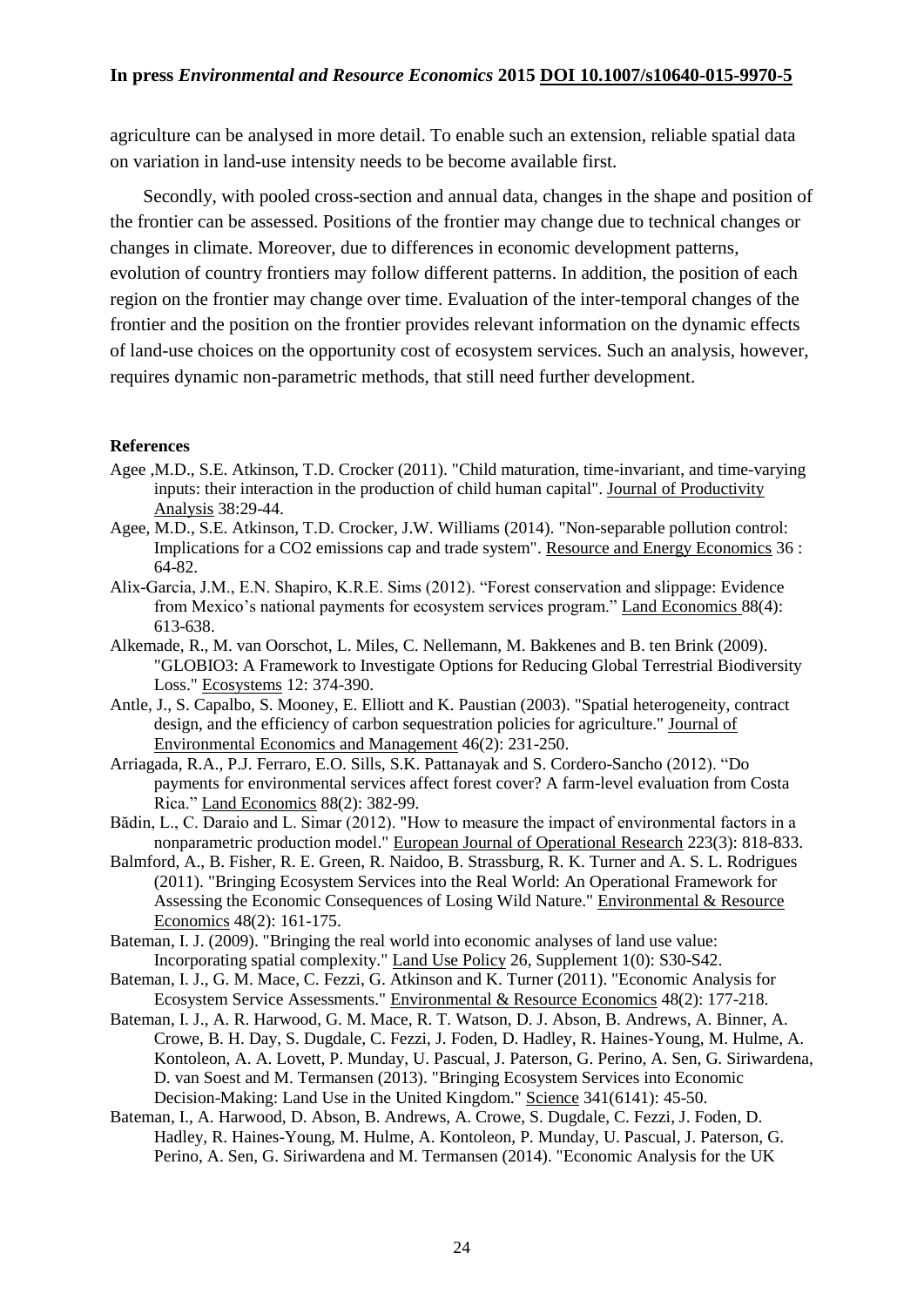agriculture can be analysed in more detail. To enable such an extension, reliable spatial data on variation in land-use intensity needs to be become available first.

Secondly, with pooled cross-section and annual data, changes in the shape and position of the frontier can be assessed. Positions of the frontier may change due to technical changes or changes in climate. Moreover, due to differences in economic development patterns, evolution of country frontiers may follow different patterns. In addition, the position of each region on the frontier may change over time. Evaluation of the inter-temporal changes of the frontier and the position on the frontier provides relevant information on the dynamic effects of land-use choices on the opportunity cost of ecosystem services. Such an analysis, however, requires dynamic non-parametric methods, that still need further development.

**References**

Agee ,M.D., S.E. Atkinson, T.D. Crocker (2011). "Child maturation, time-invariant, and time-varying inputs: their interaction in the production of child human capital". Journal of Productivity Analysis 38:29-44.

Agee, M.D., S.E. Atkinson, T.D. Crocker, J.W. Williams (2014). "Non-separable pollution control: Implications for a CO2 emissions cap and trade system". Resource and Energy Economics 36 : 64-82.

Alix-Garcia, J.M., E.N. Shapiro, K.R.E. Sims (2012). "Forest conservation and slippage: Evidence from Mexico's national payments for ecosystem services program." Land Economics 88(4): 613-638.

Alkemade, R., M. van Oorschot, L. Miles, C. Nellemann, M. Bakkenes and B. ten Brink (2009). "GLOBIO3: A Framework to Investigate Options for Reducing Global Terrestrial Biodiversity Loss." Ecosystems 12: 374-390.

Antle, J., S. Capalbo, S. Mooney, E. Elliott and K. Paustian (2003). "Spatial heterogeneity, contract design, and the efficiency of carbon sequestration policies for agriculture." Journal of Environmental Economics and Management 46(2): 231-250.

Arriagada, R.A., P.J. Ferraro, E.O. Sills, S.K. Pattanayak and S. Cordero-Sancho (2012). "Do payments for environmental services affect forest cover? A farm-level evaluation from Costa Rica." Land Economics 88(2): 382-99.

Bădin, L., C. Daraio and L. Simar (2012). "How to measure the impact of environmental factors in a nonparametric production model." European Journal of Operational Research 223(3): 818-833.

Balmford, A., B. Fisher, R. E. Green, R. Naidoo, B. Strassburg, R. K. Turner and A. S. L. Rodrigues (2011). "Bringing Ecosystem Services into the Real World: An Operational Framework for Assessing the Economic Consequences of Losing Wild Nature." Environmental & Resource Economics 48(2): 161-175.

Bateman, I. J. (2009). "Bringing the real world into economic analyses of land use value: Incorporating spatial complexity." Land Use Policy 26, Supplement 1(0): S30-S42.

Bateman, I. J., G. M. Mace, C. Fezzi, G. Atkinson and K. Turner (2011). "Economic Analysis for Ecosystem Service Assessments." Environmental & Resource Economics 48(2): 177-218.

Bateman, I. J., A. R. Harwood, G. M. Mace, R. T. Watson, D. J. Abson, B. Andrews, A. Binner, A. Crowe, B. H. Day, S. Dugdale, C. Fezzi, J. Foden, D. Hadley, R. Haines-Young, M. Hulme, A. Kontoleon, A. A. Lovett, P. Munday, U. Pascual, J. Paterson, G. Perino, A. Sen, G. Siriwardena, D. van Soest and M. Termansen (2013). "Bringing Ecosystem Services into Economic Decision-Making: Land Use in the United Kingdom." Science 341(6141): 45-50.

Bateman, I., A. Harwood, D. Abson, B. Andrews, A. Crowe, S. Dugdale, C. Fezzi, J. Foden, D. Hadley, R. Haines-Young, M. Hulme, A. Kontoleon, P. Munday, U. Pascual, J. Paterson, G. Perino, A. Sen, G. Siriwardena and M. Termansen (2014). "Economic Analysis for the UK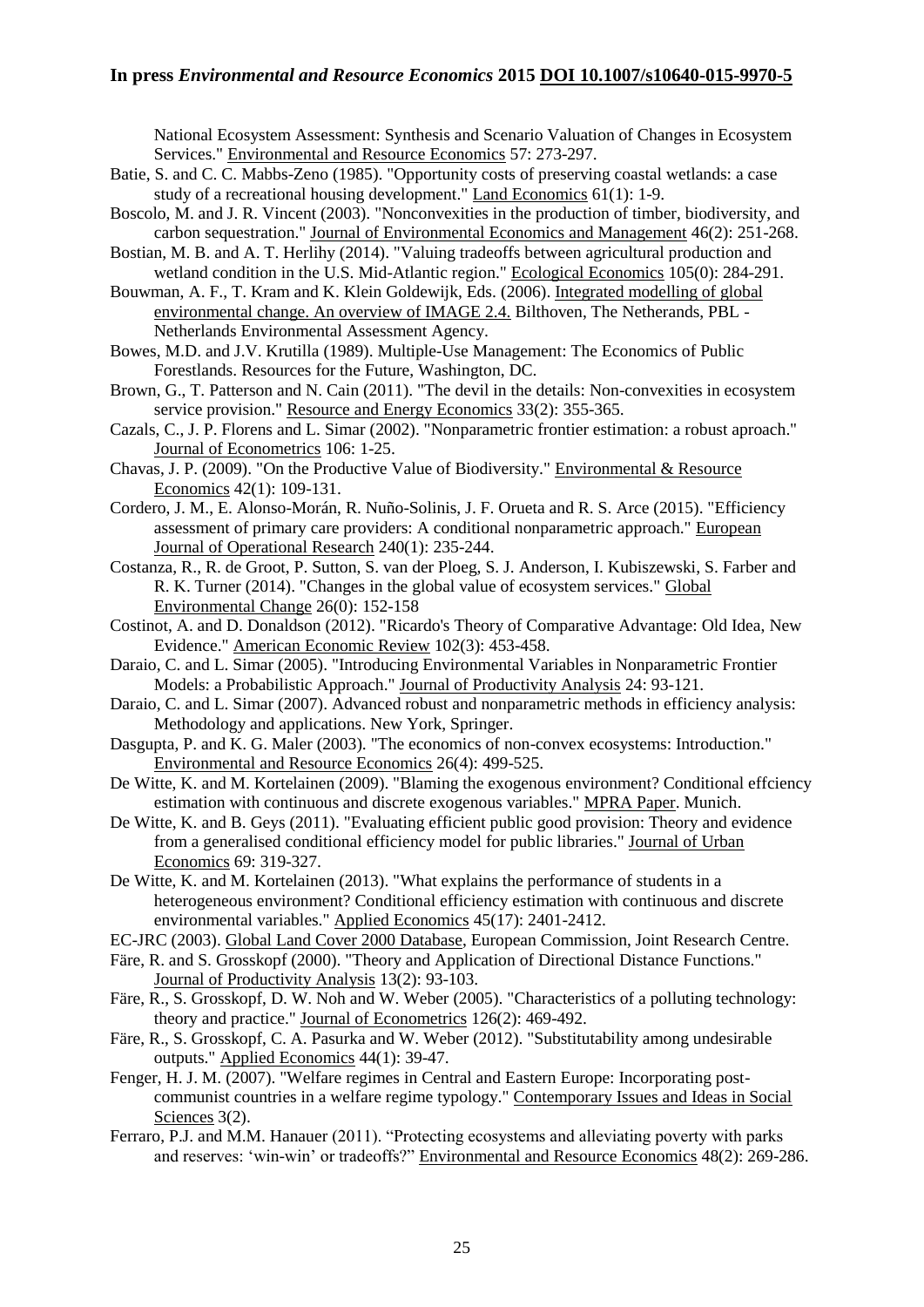National Ecosystem Assessment: Synthesis and Scenario Valuation of Changes in Ecosystem Services." Environmental and Resource Economics 57: 273-297.

Batie, S. and C. C. Mabbs-Zeno (1985). "Opportunity costs of preserving coastal wetlands: a case study of a recreational housing development." Land Economics 61(1): 1-9.

Boscolo, M. and J. R. Vincent (2003). "Nonconvexities in the production of timber, biodiversity, and carbon sequestration." Journal of Environmental Economics and Management 46(2): 251-268.

Bostian, M. B. and A. T. Herlihy (2014). "Valuing tradeoffs between agricultural production and wetland condition in the U.S. Mid-Atlantic region." Ecological Economics 105(0): 284-291.

Bouwman, A. F., T. Kram and K. Klein Goldewijk, Eds. (2006). Integrated modelling of global environmental change. An overview of IMAGE 2.4. Bilthoven, The Netherands, PBL - Netherlands Environmental Assessment Agency.

Bowes, M.D. and J.V. Krutilla (1989). Multiple-Use Management: The Economics of Public Forestlands. Resources for the Future, Washington, DC.

Brown, G., T. Patterson and N. Cain (2011). "The devil in the details: Non-convexities in ecosystem service provision." Resource and Energy Economics 33(2): 355-365.

Cazals, C., J. P. Florens and L. Simar (2002). "Nonparametric frontier estimation: a robust aproach." Journal of Econometrics 106: 1-25.

Chavas, J. P. (2009). "On the Productive Value of Biodiversity." Environmental & Resource Economics 42(1): 109-131.

Cordero, J. M., E. Alonso-Morán, R. Nuño-Solinis, J. F. Orueta and R. S. Arce (2015). "Efficiency assessment of primary care providers: A conditional nonparametric approach." European Journal of Operational Research 240(1): 235-244.

Costanza, R., R. de Groot, P. Sutton, S. van der Ploeg, S. J. Anderson, I. Kubiszewski, S. Farber and R. K. Turner (2014). "Changes in the global value of ecosystem services." Global Environmental Change 26(0): 152-158

Costinot, A. and D. Donaldson (2012). "Ricardo's Theory of Comparative Advantage: Old Idea, New Evidence." American Economic Review 102(3): 453-458.

Daraio, C. and L. Simar (2005). "Introducing Environmental Variables in Nonparametric Frontier Models: a Probabilistic Approach." Journal of Productivity Analysis 24: 93-121.

Daraio, C. and L. Simar (2007). Advanced robust and nonparametric methods in efficiency analysis: Methodology and applications. New York, Springer.

Dasgupta, P. and K. G. Maler (2003). "The economics of non-convex ecosystems: Introduction." Environmental and Resource Economics 26(4): 499-525.

De Witte, K. and M. Kortelainen (2009). "Blaming the exogenous environment? Conditional effciency estimation with continuous and discrete exogenous variables." MPRA Paper. Munich.

De Witte, K. and B. Geys (2011). "Evaluating efficient public good provision: Theory and evidence from a generalised conditional efficiency model for public libraries." Journal of Urban Economics 69: 319-327.

De Witte, K. and M. Kortelainen (2013). "What explains the performance of students in a heterogeneous environment? Conditional efficiency estimation with continuous and discrete environmental variables." Applied Economics 45(17): 2401-2412.

EC-JRC (2003). Global Land Cover 2000 Database, European Commission, Joint Research Centre.

Färe, R. and S. Grosskopf (2000). "Theory and Application of Directional Distance Functions." Journal of Productivity Analysis 13(2): 93-103.

Färe, R., S. Grosskopf, D. W. Noh and W. Weber (2005). "Characteristics of a polluting technology: theory and practice." Journal of Econometrics 126(2): 469-492.

Färe, R., S. Grosskopf, C. A. Pasurka and W. Weber (2012). "Substitutability among undesirable outputs." Applied Economics 44(1): 39-47.

Fenger, H. J. M. (2007). "Welfare regimes in Central and Eastern Europe: Incorporating post-communist countries in a welfare regime typology." Contemporary Issues and Ideas in Social Sciences 3(2).

Ferraro, P.J. and M.M. Hanauer (2011). "Protecting ecosystems and alleviating poverty with parks and reserves: 'win-win' or tradeoffs?" Environmental and Resource Economics 48(2): 269-286.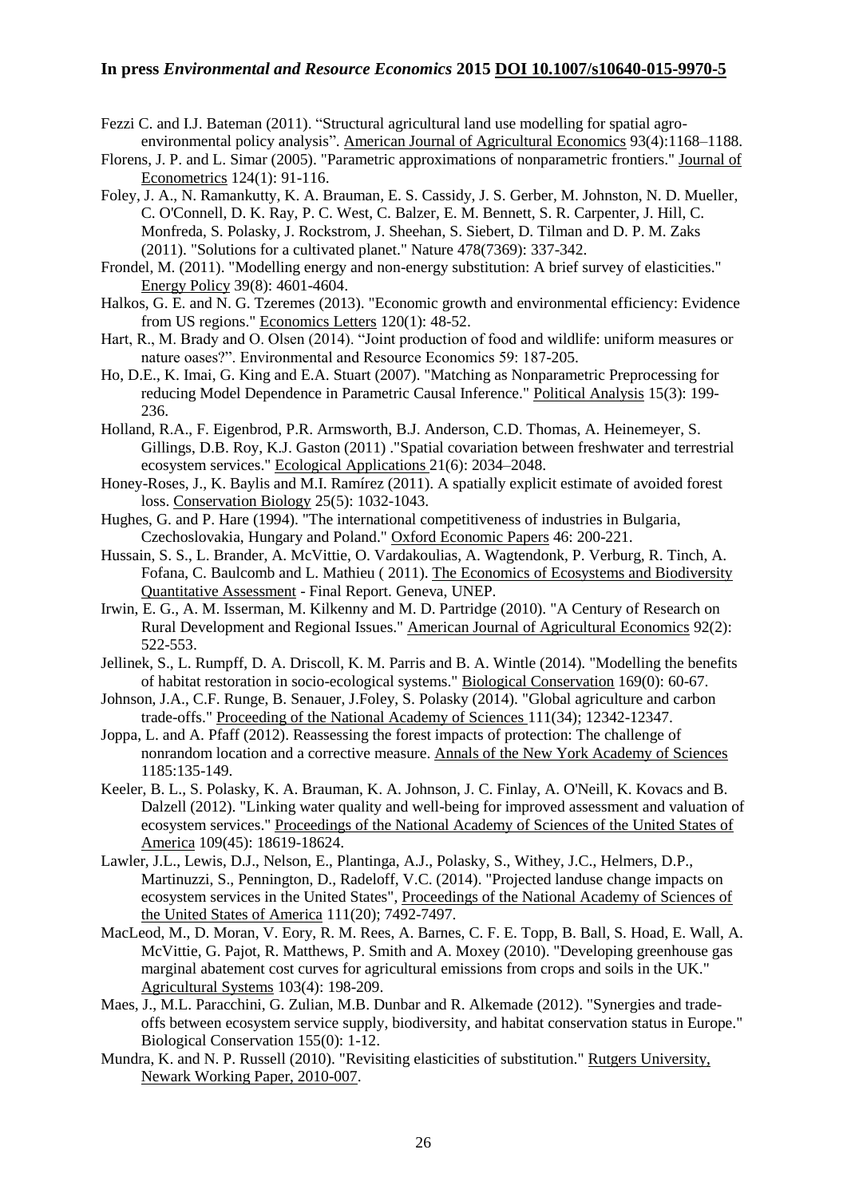Fezzi C. and I.J. Bateman (2011). "Structural agricultural land use modelling for spatial agro-environmental policy analysis". American Journal of Agricultural Economics 93(4):1168–1188.

Florens, J. P. and L. Simar (2005). "Parametric approximations of nonparametric frontiers." Journal of Econometrics 124(1): 91-116.

Foley, J. A., N. Ramankutty, K. A. Brauman, E. S. Cassidy, J. S. Gerber, M. Johnston, N. D. Mueller, C. O'Connell, D. K. Ray, P. C. West, C. Balzer, E. M. Bennett, S. R. Carpenter, J. Hill, C. Monfreda, S. Polasky, J. Rockstrom, J. Sheehan, S. Siebert, D. Tilman and D. P. M. Zaks (2011). "Solutions for a cultivated planet." Nature 478(7369): 337-342.

Frondel, M. (2011). "Modelling energy and non-energy substitution: A brief survey of elasticities." Energy Policy 39(8): 4601-4604.

Halkos, G. E. and N. G. Tzeremes (2013). "Economic growth and environmental efficiency: Evidence from US regions." Economics Letters 120(1): 48-52.

Hart, R., M. Brady and O. Olsen (2014). "Joint production of food and wildlife: uniform measures or nature oases?". Environmental and Resource Economics 59: 187-205.

Ho, D.E., K. Imai, G. King and E.A. Stuart (2007). "Matching as Nonparametric Preprocessing for reducing Model Dependence in Parametric Causal Inference." Political Analysis 15(3): 199-236.

Holland, R.A., F. Eigenbrod, P.R. Armsworth, B.J. Anderson, C.D. Thomas, A. Heinemeyer, S. Gillings, D.B. Roy, K.J. Gaston (2011) ."Spatial covariation between freshwater and terrestrial ecosystem services." Ecological Applications 21(6): 2034–2048.

Honey-Roses, J., K. Baylis and M.I. Ramírez (2011). A spatially explicit estimate of avoided forest loss. Conservation Biology 25(5): 1032-1043.

Hughes, G. and P. Hare (1994). "The international competitiveness of industries in Bulgaria, Czechoslovakia, Hungary and Poland." Oxford Economic Papers 46: 200-221.

Hussain, S. S., L. Brander, A. McVittie, O. Vardakoulias, A. Wagtendonk, P. Verburg, R. Tinch, A. Fofana, C. Baulcomb and L. Mathieu ( 2011). The Economics of Ecosystems and Biodiversity Quantitative Assessment - Final Report. Geneva, UNEP.

Irwin, E. G., A. M. Isserman, M. Kilkenny and M. D. Partridge (2010). "A Century of Research on Rural Development and Regional Issues." American Journal of Agricultural Economics 92(2): 522-553.

Jellinek, S., L. Rumpff, D. A. Driscoll, K. M. Parris and B. A. Wintle (2014). "Modelling the benefits of habitat restoration in socio-ecological systems." Biological Conservation 169(0): 60-67.

Johnson, J.A., C.F. Runge, B. Senauer, J.Foley, S. Polasky (2014). "Global agriculture and carbon trade-offs." Proceeding of the National Academy of Sciences 111(34); 12342-12347.

Joppa, L. and A. Pfaff (2012). Reassessing the forest impacts of protection: The challenge of nonrandom location and a corrective measure. Annals of the New York Academy of Sciences 1185:135-149.

Keeler, B. L., S. Polasky, K. A. Brauman, K. A. Johnson, J. C. Finlay, A. O'Neill, K. Kovacs and B. Dalzell (2012). "Linking water quality and well-being for improved assessment and valuation of ecosystem services." Proceedings of the National Academy of Sciences of the United States of America 109(45): 18619-18624.

Lawler, J.L., Lewis, D.J., Nelson, E., Plantinga, A.J., Polasky, S., Withey, J.C., Helmers, D.P., Martinuzzi, S., Pennington, D., Radeloff, V.C. (2014). "Projected landuse change impacts on ecosystem services in the United States", Proceedings of the National Academy of Sciences of the United States of America 111(20); 7492-7497.

MacLeod, M., D. Moran, V. Eory, R. M. Rees, A. Barnes, C. F. E. Topp, B. Ball, S. Hoad, E. Wall, A. McVittie, G. Pajot, R. Matthews, P. Smith and A. Moxey (2010). "Developing greenhouse gas marginal abatement cost curves for agricultural emissions from crops and soils in the UK." Agricultural Systems 103(4): 198-209.

Maes, J., M.L. Paracchini, G. Zulian, M.B. Dunbar and R. Alkemade (2012). "Synergies and trade-offs between ecosystem service supply, biodiversity, and habitat conservation status in Europe." Biological Conservation 155(0): 1-12.

Mundra, K. and N. P. Russell (2010). "Revisiting elasticities of substitution." Rutgers University, Newark Working Paper, 2010-007.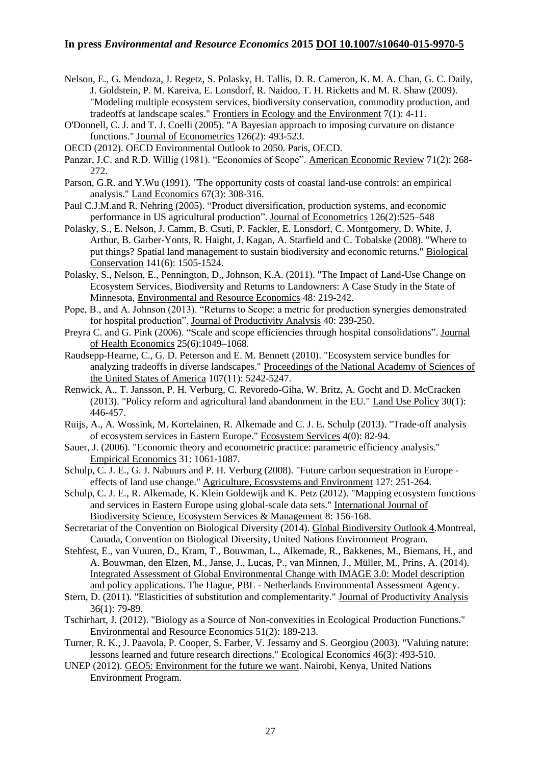Nelson, E., G. Mendoza, J. Regetz, S. Polasky, H. Tallis, D. R. Cameron, K. M. A. Chan, G. C. Daily, J. Goldstein, P. M. Kareiva, E. Lonsdorf, R. Naidoo, T. H. Ricketts and M. R. Shaw (2009). "Modeling multiple ecosystem services, biodiversity conservation, commodity production, and tradeoffs at landscape scales." Frontiers in Ecology and the Environment 7(1): 4-11.

O'Donnell, C. J. and T. J. Coelli (2005). "A Bayesian approach to imposing curvature on distance functions." Journal of Econometrics 126(2): 493-523.

OECD (2012). OECD Environmental Outlook to 2050. Paris, OECD.

Panzar, J.C. and R.D. Willig (1981). "Economies of Scope". American Economic Review 71(2): 268-272.

Parson, G.R. and Y.Wu (1991). "The opportunity costs of coastal land-use controls: an empirical analysis." Land Economics 67(3): 308-316.

Paul C.J.M.and R. Nehring (2005). "Product diversification, production systems, and economic performance in US agricultural production". Journal of Econometrics 126(2):525–548

Polasky, S., E. Nelson, J. Camm, B. Csuti, P. Fackler, E. Lonsdorf, C. Montgomery, D. White, J. Arthur, B. Garber-Yonts, R. Haight, J. Kagan, A. Starfield and C. Tobalske (2008). "Where to put things? Spatial land management to sustain biodiversity and economic returns." Biological Conservation 141(6): 1505-1524.

Polasky, S., Nelson, E., Pennington, D., Johnson, K.A. (2011). "The Impact of Land-Use Change on Ecosystem Services, Biodiversity and Returns to Landowners: A Case Study in the State of Minnesota, Environmental and Resource Economics 48: 219-242.

Pope, B., and A. Johnson (2013). "Returns to Scope: a metric for production synergies demonstrated for hospital production". Journal of Productivity Analysis 40: 239-250.

Preyra C. and G. Pink (2006). "Scale and scope efficiencies through hospital consolidations". Journal of Health Economics 25(6):1049–1068.

Raudsepp-Hearne, C., G. D. Peterson and E. M. Bennett (2010). "Ecosystem service bundles for analyzing tradeoffs in diverse landscapes." Proceedings of the National Academy of Sciences of the United States of America 107(11): 5242-5247.

Renwick, A., T. Jansson, P. H. Verburg, C. Revoredo-Giha, W. Britz, A. Gocht and D. McCracken (2013). "Policy reform and agricultural land abandonment in the EU." Land Use Policy 30(1): 446-457.

Ruijs, A., A. Wossink, M. Kortelainen, R. Alkemade and C. J. E. Schulp (2013). "Trade-off analysis of ecosystem services in Eastern Europe." Ecosystem Services 4(0): 82-94.

Sauer, J. (2006). "Economic theory and econometric practice: parametric efficiency analysis." Empirical Economics 31: 1061-1087.

Schulp, C. J. E., G. J. Nabuurs and P. H. Verburg (2008). "Future carbon sequestration in Europe - effects of land use change." Agriculture, Ecosystems and Environment 127: 251-264.

Schulp, C. J. E., R. Alkemade, K. Klein Goldewijk and K. Petz (2012). "Mapping ecosystem functions and services in Eastern Europe using global-scale data sets." International Journal of Biodiversity Science, Ecosystem Services & Management 8: 156-168.

Secretariat of the Convention on Biological Diversity (2014). Global Biodiversity Outlook 4.Montreal, Canada, Convention on Biological Diversity, United Nations Environment Program.

Stehfest, E., van Vuuren, D., Kram, T., Bouwman, L., Alkemade, R., Bakkenes, M., Biemans, H., and A. Bouwman, den Elzen, M., Janse, J., Lucas, P., van Minnen, J., Müller, M., Prins, A. (2014). Integrated Assessment of Global Environmental Change with IMAGE 3.0: Model description and policy applications. The Hague, PBL - Netherlands Environmental Assessment Agency.

Stern, D. (2011). "Elasticities of substitution and complementarity." Journal of Productivity Analysis 36(1): 79-89.

Tschirhart, J. (2012). "Biology as a Source of Non-convexities in Ecological Production Functions." Environmental and Resource Economics 51(2): 189-213.

Turner, R. K., J. Paavola, P. Cooper, S. Farber, V. Jessamy and S. Georgiou (2003). "Valuing nature: lessons learned and future research directions." Ecological Economics 46(3): 493-510.

UNEP (2012). GEO5: Environment for the future we want. Nairobi, Kenya, United Nations Environment Program.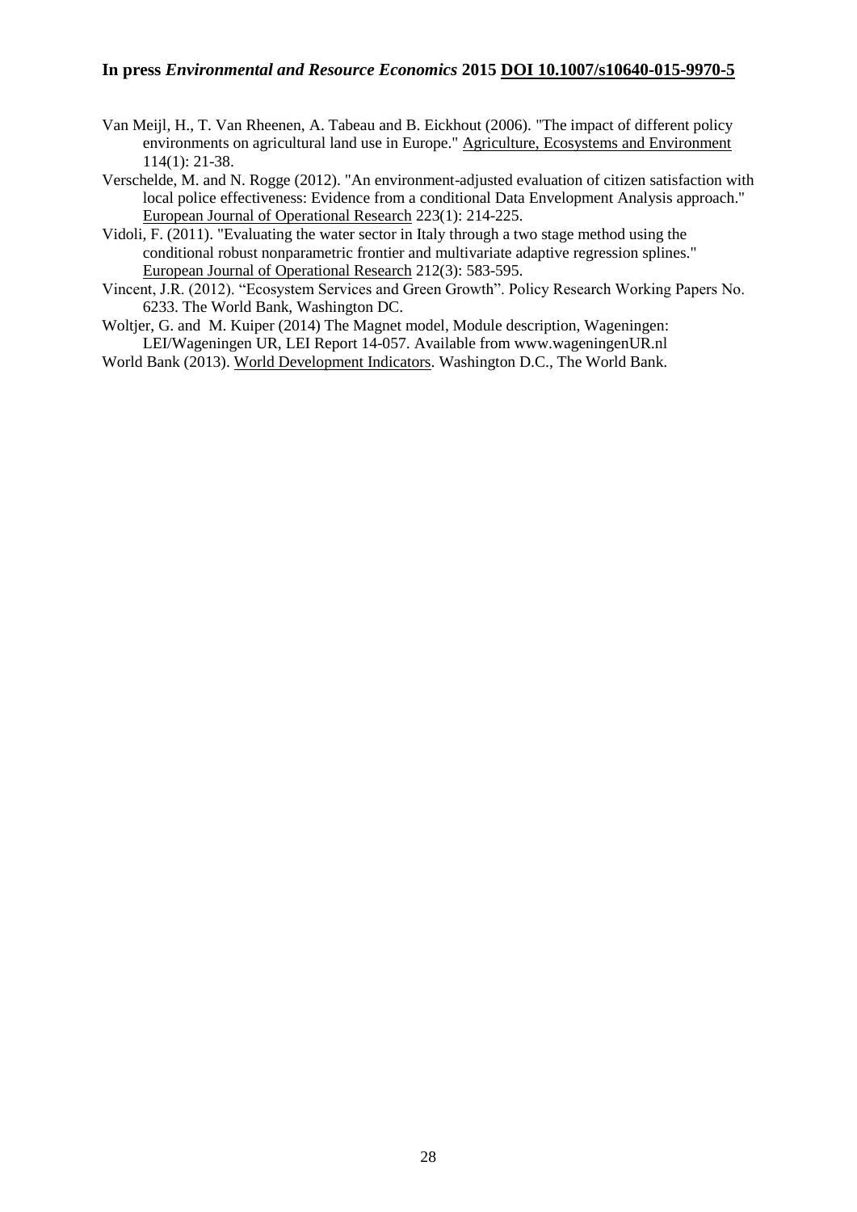Van Meijl, H., T. Van Rheenen, A. Tabeau and B. Eickhout (2006). "The impact of different policy environments on agricultural land use in Europe." Agriculture, Ecosystems and Environment 114(1): 21-38.

Verschelde, M. and N. Rogge (2012). "An environment-adjusted evaluation of citizen satisfaction with local police effectiveness: Evidence from a conditional Data Envelopment Analysis approach." European Journal of Operational Research 223(1): 214-225.

Vidoli, F. (2011). "Evaluating the water sector in Italy through a two stage method using the conditional robust nonparametric frontier and multivariate adaptive regression splines." European Journal of Operational Research 212(3): 583-595.

Vincent, J.R. (2012). "Ecosystem Services and Green Growth". Policy Research Working Papers No. 6233. The World Bank, Washington DC.

Woltjer, G. and M. Kuiper (2014) The Magnet model, Module description, Wageningen: LEI/Wageningen UR, LEI Report 14-057. Available from www.wageningenUR.nl

World Bank (2013). World Development Indicators. Washington D.C., The World Bank.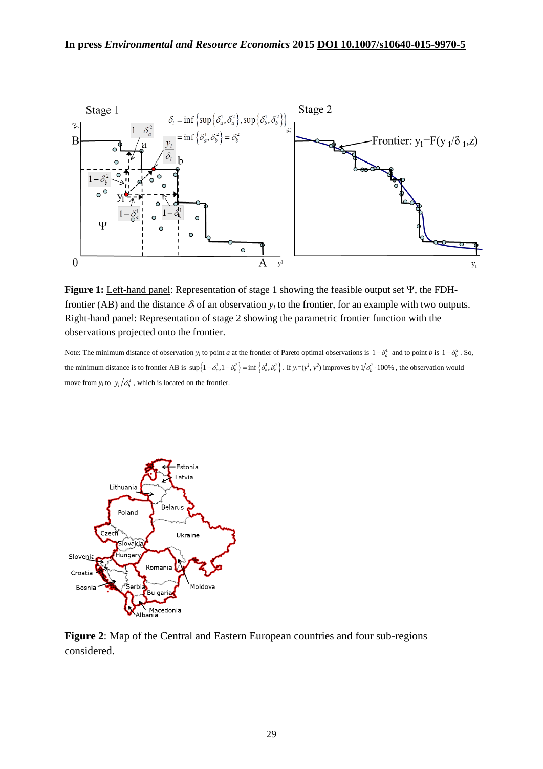**Figure 1:** Left-hand panel: Representation of stage 1 showing the feasible output set Ψ, the FDH-frontier (AB) and the distance $\delta_l$ of an observation $y_l$ to the frontier, for an example with two outputs. Right-hand panel: Representation of stage 2 showing the parametric frontier function with the observations projected onto the frontier.

Note: The minimum distance of observation $y_l$ to point *a* at the frontier of Pareto optimal observations is $1-\delta_a^1$ and to point *b* is $1-\delta_b^2$. So, the minimum distance is to frontier AB is $\sup\{1-\delta_a^1, 1-\delta_b^2\} = \inf\{\delta_a^1, \delta_b^2\}$. If $y_l=(y^1, y^2)$ improves by $1/\delta_b^2 \cdot 100\%$, the observation would move from $y_l$ to $y_l/\delta_b^2$, which is located on the frontier.

**Figure 2**: Map of the Central and Eastern European countries and four sub-regions considered.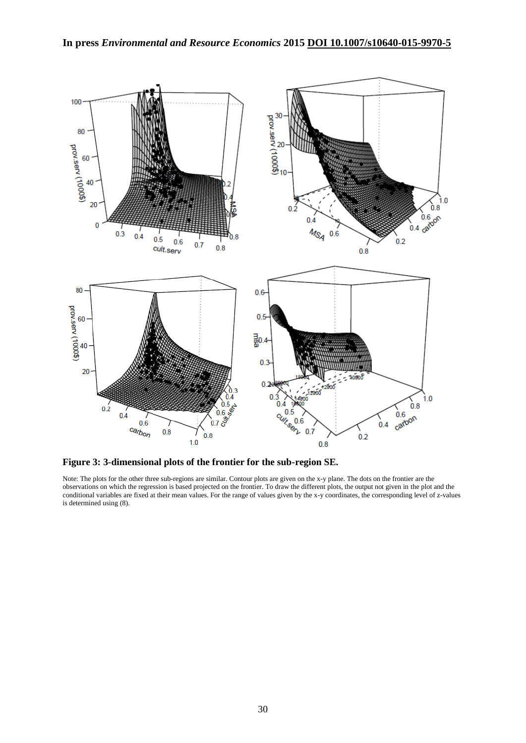**Figure 3: 3-dimensional plots of the frontier for the sub-region SE.**

Note: The plots for the other three sub-regions are similar. Contour plots are given on the x-y plane. The dots on the frontier are the observations on which the regression is based projected on the frontier. To draw the different plots, the output not given in the plot and the conditional variables are fixed at their mean values. For the range of values given by the x-y coordinates, the corresponding level of z-values is determined using (8).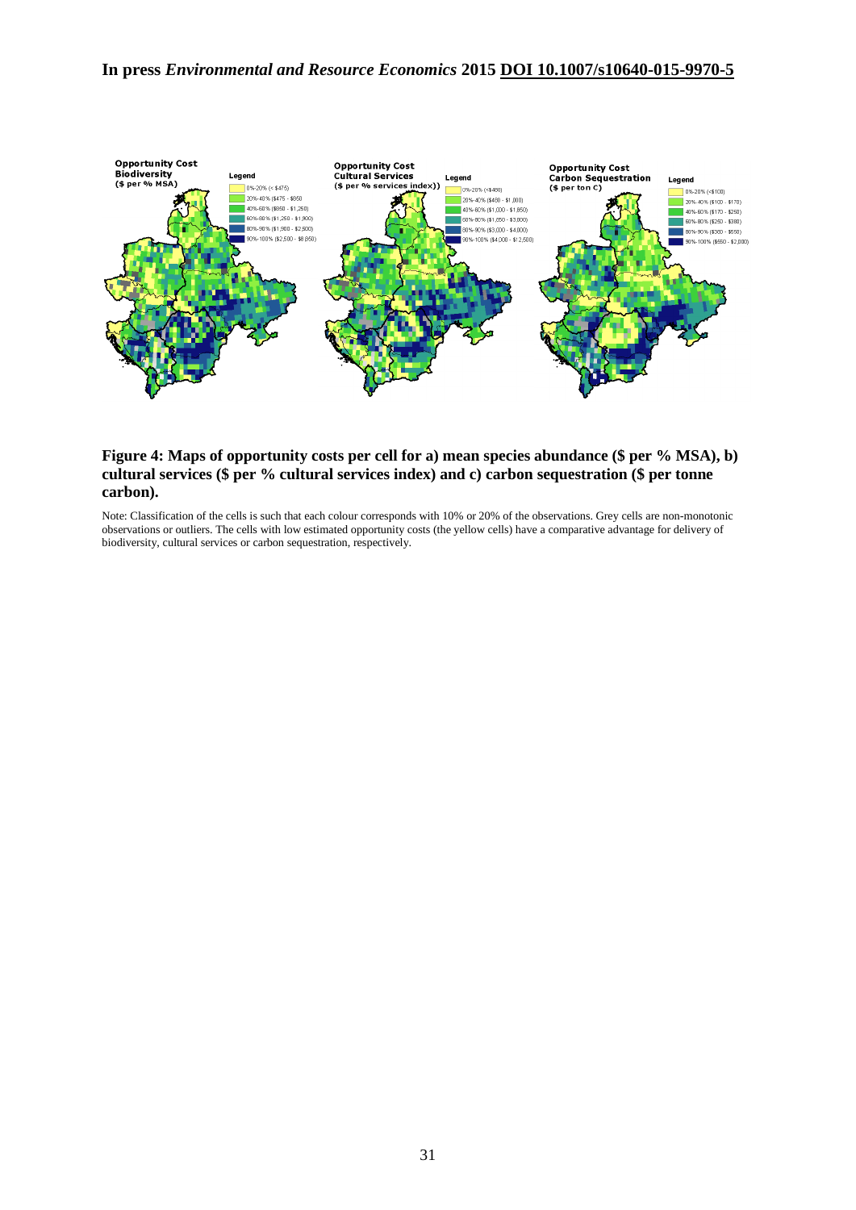**Figure 4: Maps of opportunity costs per cell for a) mean species abundance ($ per % MSA), b) cultural services ($ per % cultural services index) and c) carbon sequestration ($ per tonne carbon).**

Note: Classification of the cells is such that each colour corresponds with 10% or 20% of the observations. Grey cells are non-monotonic observations or outliers. The cells with low estimated opportunity costs (the yellow cells) have a comparative advantage for delivery of biodiversity, cultural services or carbon sequestration, respectively.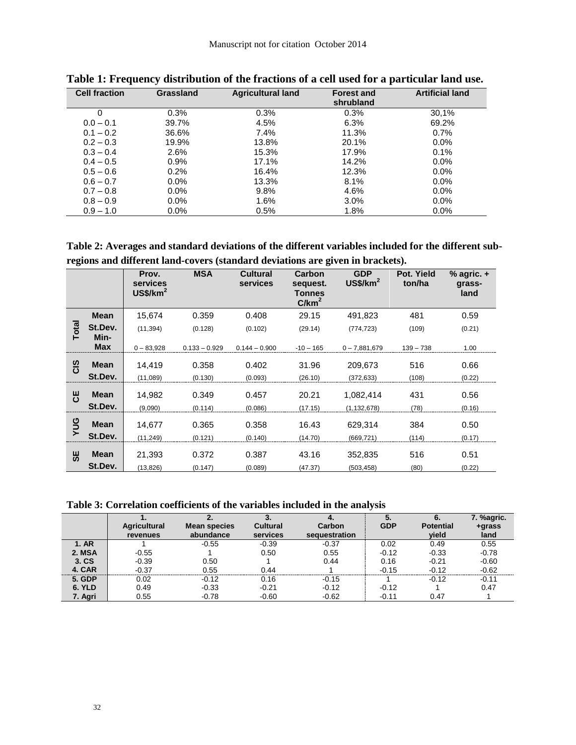**Table 1: Frequency distribution of the fractions of a cell used for a particular land use.**

| Cell fraction | Grassland | Agricultural land | Forest and shrubland | Artificial land |
|---|---|---|---|---|
| 0 | 0.3% | 0.3% | 0.3% | 30,1% |
| 0.0 – 0.1 | 39.7% | 4.5% | 6.3% | 69.2% |
| 0.1 – 0.2 | 36.6% | 7.4% | 11.3% | 0.7% |
| 0.2 – 0.3 | 19.9% | 13.8% | 20.1% | 0.0% |
| 0.3 – 0.4 | 2.6% | 15.3% | 17.9% | 0.1% |
| 0.4 – 0.5 | 0.9% | 17.1% | 14.2% | 0.0% |
| 0.5 – 0.6 | 0.2% | 16.4% | 12.3% | 0.0% |
| 0.6 – 0.7 | 0.0% | 13.3% | 8.1% | 0.0% |
| 0.7 – 0.8 | 0.0% | 9.8% | 4.6% | 0.0% |
| 0.8 – 0.9 | 0.0% | 1.6% | 3.0% | 0.0% |
| 0.9 – 1.0 | 0.0% | 0.5% | 1.8% | 0.0% |

**Table 2: Averages and standard deviations of the different variables included for the different sub-regions and different land-covers (standard deviations are given in brackets).**

| | | Prov. services US$/km$^2$ | MSA | Cultural services | Carbon sequest. Tonnes C/km$^2$ | GDP US$/km$^2$ | Pot. Yield ton/ha | % agric. + grass-land |
|---|---|---|---|---|---|---|---|---|
| Total | Mean | 15,674 | 0.359 | 0.408 | 29.15 | 491,823 | 481 | 0.59 |
| | St.Dev. | (11,394) | (0.128) | (0.102) | (29.14) | (774,723) | (109) | (0.21) |
| | Min-Max | 0 – 83,928 | 0.133 – 0.929 | 0.144 – 0.900 | -10 – 165 | 0 – 7,881,679 | 139 – 738 | 1.00 |
| CIS | Mean | 14,419 | 0.358 | 0.402 | 31.96 | 209,673 | 516 | 0.66 |
| | St.Dev. | (11,089) | (0.130) | (0.093) | (26.10) | (372,633) | (108) | (0.22) |
| CE | Mean | 14,982 | 0.349 | 0.457 | 20.21 | 1,082,414 | 431 | 0.56 |
| | St.Dev. | (9,090) | (0.114) | (0.086) | (17.15) | (1,132,678) | (78) | (0.16) |
| YUG | Mean | 14,677 | 0.365 | 0.358 | 16.43 | 629,314 | 384 | 0.50 |
| | St.Dev. | (11,249) | (0.121) | (0.140) | (14.70) | (669,721) | (114) | (0.17) |
| SE | Mean | 21,393 | 0.372 | 0.387 | 43.16 | 352,835 | 516 | 0.51 |
| | St.Dev. | (13,826) | (0.147) | (0.089) | (47.37) | (503,458) | (80) | (0.22) |

**Table 3: Correlation coefficients of the variables included in the analysis**

| | 1. Agricultural revenues | 2. Mean species abundance | 3. Cultural services | 4. Carbon sequestration | 5. GDP | 6. Potential yield | 7. %agric. +grass land |
|---|---|---|---|---|---|---|---|
| 1. AR | 1 | -0.55 | -0.39 | -0.37 | 0.02 | 0.49 | 0.55 |
| 2. MSA | -0.55 | 1 | 0.50 | 0.55 | -0.12 | -0.33 | -0.78 |
| 3. CS | -0.39 | 0.50 | 1 | 0.44 | 0.16 | -0.21 | -0.60 |
| 4. CAR | -0.37 | 0.55 | 0.44 | 1 | -0.15 | -0.12 | -0.62 |
| 5. GDP | 0.02 | -0.12 | 0.16 | -0.15 | 1 | -0.12 | -0.11 |
| 6. YLD | 0.49 | -0.33 | -0.21 | -0.12 | -0.12 | 1 | 0.47 |
| 7. Agri | 0.55 | -0.78 | -0.60 | -0.62 | -0.11 | 0.47 | 1 |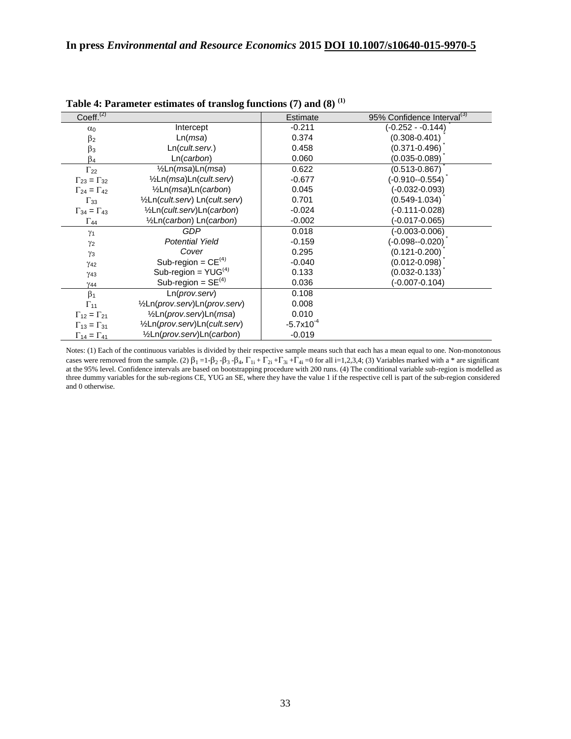**Table 4: Parameter estimates of translog functions (7) and (8) [(1)]**

| Coeff. [(2)] | | Estimate | 95% Confidence Interval [(3)] |
|---|---|---|---|
| $\alpha_0$ | Intercept | -0.211 | (-0.252 - -0.144) * |
| $\beta_2$ | Ln(*msa*) | 0.374 | (0.308-0.401) * |
| $\beta_3$ | Ln(*cult.serv.*) | 0.458 | (0.371-0.496) * |
| $\beta_4$ | Ln(*carbon*) | 0.060 | (0.035-0.089) * |
| $\Gamma_{22}$ | ½Ln(*msa*)Ln(*msa*) | 0.622 | (0.513-0.867) * |
| $\Gamma_{23} = \Gamma_{32}$ | ½Ln(*msa*)Ln(*cult.serv*) | -0.677 | (-0.910--0.554) * |
| $\Gamma_{24} = \Gamma_{42}$ | ½Ln(*msa*)Ln(*carbon*) | 0.045 | (-0.032-0.093) |
| $\Gamma_{33}$ | ½Ln(*cult.serv*) Ln(*cult.serv*) | 0.701 | (0.549-1.034) * |
| $\Gamma_{34} = \Gamma_{43}$ | ½Ln(*cult.serv*)Ln(*carbon*) | -0.024 | (-0.111-0.028) |
| $\Gamma_{44}$ | ½Ln(*carbon*) Ln(*carbon*) | -0.002 | (-0.017-0.065) |
| $\gamma_1$ | *GDP* | 0.018 | (-0.003-0.006) |
| $\gamma_2$ | *Potential Yield* | -0.159 | (-0.098--0.020) * |
| $\gamma_3$ | *Cover* | 0.295 | (0.121-0.200) * |
| $\gamma_{42}$ | Sub-region = CE [(4)] | -0.040 | (0.012-0.098) * |
| $\gamma_{43}$ | Sub-region = YUG [(4)] | 0.133 | (0.032-0.133) * |
| $\gamma_{44}$ | Sub-region = SE [(4)] | 0.036 | (-0.007-0.104) |
| $\beta_1$ | Ln(*prov.serv*) | 0.108 | |
| $\Gamma_{11}$ | ½Ln(*prov.serv*)Ln(*prov.serv*) | 0.008 | |
| $\Gamma_{12} = \Gamma_{21}$ | ½Ln(*prov.serv*)Ln(*msa*) | 0.010 | |
| $\Gamma_{13} = \Gamma_{31}$ | ½Ln(*prov.serv*)Ln(*cult.serv*) | $-5.7\text{x}10^{-4}$ | |
| $\Gamma_{14} = \Gamma_{41}$ | ½Ln(*prov.serv*)Ln(*carbon*) | -0.019 | |

Notes: (1) Each of the continuous variables is divided by their respective sample means such that each has a mean equal to one. Non-monotonous cases were removed from the sample. (2) $\beta_1 = 1-\beta_2-\beta_3-\beta_4$, $\Gamma_{1i} + \Gamma_{2i} + \Gamma_{3i} + \Gamma_{4i} = 0$ for all i=1,2,3,4; (3) Variables marked with a * are significant at the 95% level. Confidence intervals are based on bootstrapping procedure with 200 runs. (4) The conditional variable sub-region is modelled as three dummy variables for the sub-regions CE, YUG an SE, where they have the value 1 if the respective cell is part of the sub-region considered and 0 otherwise.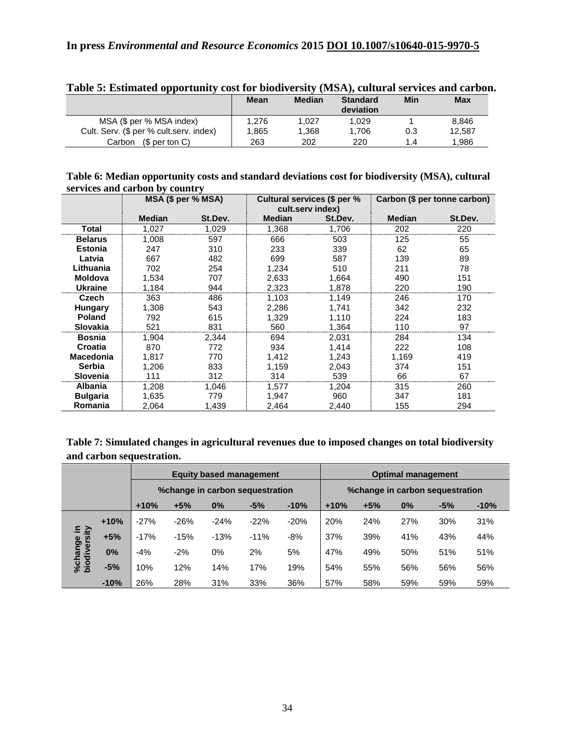**Table 5: Estimated opportunity cost for biodiversity (MSA), cultural services and carbon.**

| | Mean | Median | Standard deviation | Min | Max |
|---|---|---|---|---|---|
| MSA ($ per % MSA index) | 1,276 | 1,027 | 1,029 | 1 | 8,846 |
| Cult. Serv. ($ per % cult.serv. index) | 1,865 | 1,368 | 1,706 | 0.3 | 12,587 |
| Carbon ($ per ton C) | 263 | 202 | 220 | 1.4 | 1,986 |

**Table 6: Median opportunity costs and standard deviations cost for biodiversity (MSA), cultural services and carbon by country**

| | MSA ($ per % MSA) | | Cultural services ($ per % cult.serv index) | | Carbon ($ per tonne carbon) | |
|---|---|---|---|---|---|---|
| | Median | St.Dev. | Median | St.Dev. | Median | St.Dev. |
| **Total** | 1,027 | 1,029 | 1,368 | 1,706 | 202 | 220 |
| **Belarus** | 1,008 | 597 | 666 | 503 | 125 | 55 |
| **Estonia** | 247 | 310 | 233 | 339 | 62 | 65 |
| **Latvia** | 667 | 482 | 699 | 587 | 139 | 89 |
| **Lithuania** | 702 | 254 | 1,234 | 510 | 211 | 78 |
| **Moldova** | 1,534 | 707 | 2,633 | 1,664 | 490 | 151 |
| **Ukraine** | 1,184 | 944 | 2,323 | 1,878 | 220 | 190 |
| **Czech** | 363 | 486 | 1,103 | 1,149 | 246 | 170 |
| **Hungary** | 1,308 | 543 | 2,286 | 1,741 | 342 | 232 |
| **Poland** | 792 | 615 | 1,329 | 1,110 | 224 | 183 |
| **Slovakia** | 521 | 831 | 560 | 1,364 | 110 | 97 |
| **Bosnia** | 1,904 | 2,344 | 694 | 2,031 | 284 | 134 |
| **Croatia** | 870 | 772 | 934 | 1,414 | 222 | 108 |
| **Macedonia** | 1,817 | 770 | 1,412 | 1,243 | 1,169 | 419 |
| **Serbia** | 1,206 | 833 | 1,159 | 2,043 | 374 | 151 |
| **Slovenia** | 111 | 312 | 314 | 539 | 66 | 67 |
| **Albania** | 1,208 | 1,046 | 1,577 | 1,204 | 315 | 260 |
| **Bulgaria** | 1,635 | 779 | 1,947 | 960 | 347 | 181 |
| **Romania** | 2,064 | 1,439 | 2,464 | 2,440 | 155 | 294 |

**Table 7: Simulated changes in agricultural revenues due to imposed changes on total biodiversity and carbon sequestration.**

| | | Equity based management | | | | | Optimal management | | | | |
|---|---|---|---|---|---|---|---|---|---|---|---|
| | | %change in carbon sequestration | | | | | %change in carbon sequestration | | | | |
| | | +10% | +5% | 0% | -5% | -10% | +10% | +5% | 0% | -5% | -10% |
| %change in biodiversity | +10% | -27% | -26% | -24% | -22% | -20% | 20% | 24% | 27% | 30% | 31% |
| | +5% | -17% | -15% | -13% | -11% | -8% | 37% | 39% | 41% | 43% | 44% |
| | 0% | -4% | -2% | 0% | 2% | 5% | 47% | 49% | 50% | 51% | 51% |
| | -5% | 10% | 12% | 14% | 17% | 19% | 54% | 55% | 56% | 56% | 56% |
| | -10% | 26% | 28% | 31% | 33% | 36% | 57% | 58% | 59% | 59% | 59% |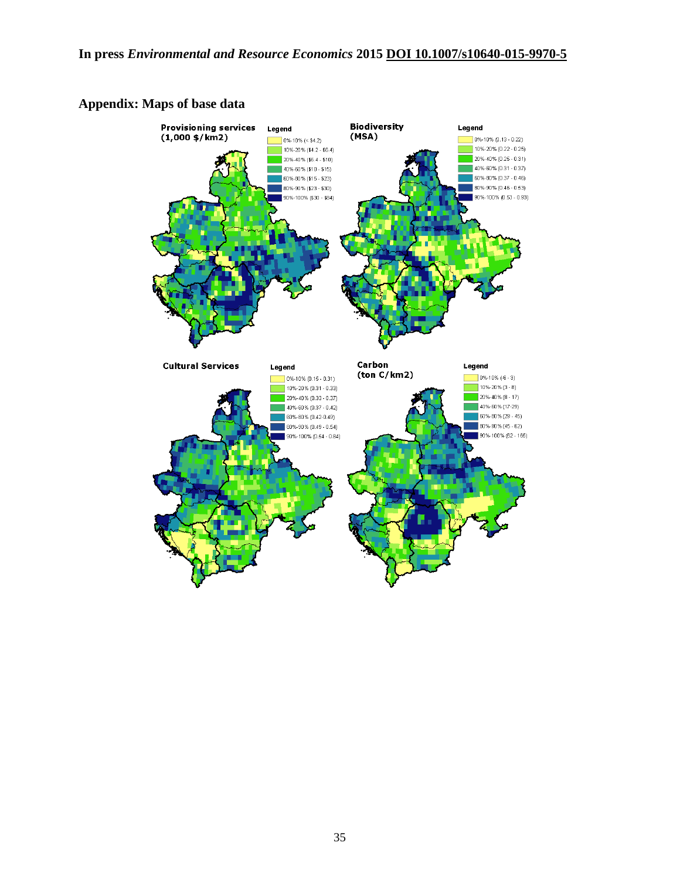## Appendix: Maps of base data

**Provisioning services (1,000 $/km2)**

Legend
- 0%-10% (< $4.2)
- 10%-20% ($4.2 - $6.4)
- 20%-40% ($6.4 - $10)
- 40%-60% ($10 - $15)
- 60%-80% ($15 - $23)
- 80%-90% ($23 - $30)
- 90%-100% ($30 - $84)

**Biodiversity (MSA)**

Legend
- 0%-10% (0.13 - 0.22)
- 10%-20% (0.22 - 0.25)
- 20%-40% (0.25 - 0.31)
- 40%-60% (0.31 - 0.37)
- 60%-80% (0.37 - 0.46)
- 80%-90% (0.46 - 0.53)
- 90%-100% (0.53 - 0.93)

**Cultural Services**

Legend
- 0%-10% (0.15 - 0.31)
- 10%-20% (0.31 - 0.33)
- 20%-40% (0.33 - 0.37)
- 40%-60% (0.37 - 0.42)
- 60%-80% (0.42-0.49)
- 80%-90% (0.49 - 0.54)
- 90%-100% (0.54 - 0.84)

**Carbon (ton C/km2)**

Legend
- 0%-10% (-6 - 3)
- 10%-20% (3 - 8)
- 20%-40% (8 - 17)
- 40%-60% (17-29)
- 60%-80% (29 - 45)
- 80%-90% (45 - 62)
- 90%-100% (62 - 165)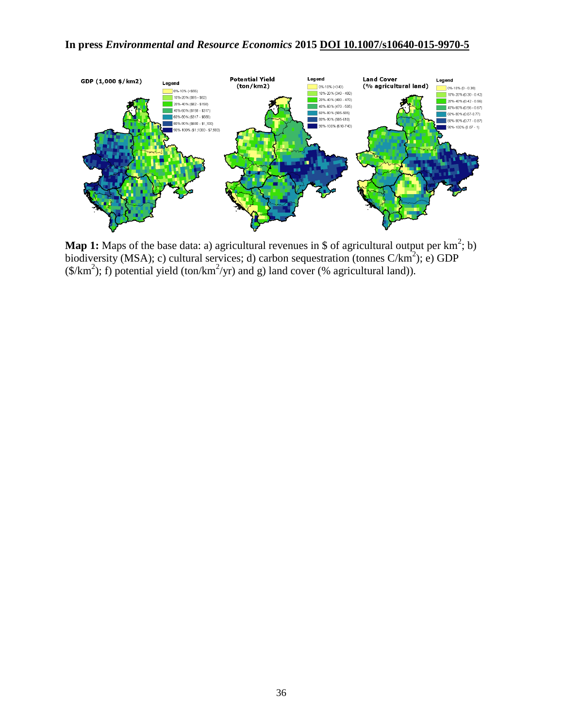GDP (1,000 $/km2)

Legend

0%-10% (<$55)

10%-20% ($55 - $82)

20%-40% ($82 - $158)

40%-60% ($158 - $317)

60%-80% ($317 - $680)

80%-90% ($680 - $1,100)

90%-100% ($1,1000 - $7,900)

Potential Yield (ton/km2)

Legend

0%-10% (<340)

10%-20% (340 - 400)

20%-40% (400 - 470)

40%-60% (470 - 505)

60%-80% (505-585)

80%-90% (585-610)

90%-100% (610-740)

Land Cover (% agricultural land)

Legend

0%-10% (0 - 0.30)

10%-20% (0.30 - 0.42)

20%-40% (0.42 - 0.56)

40%-60% (0.56 - 0.67)

60%-80% (0.67-0.77)

80%-90% (0.77 - 0.87)

90%-100% (0.87 - 1)

**Map 1:** Maps of the base data: a) agricultural revenues in $ of agricultural output per km$^2$; b) biodiversity (MSA); c) cultural services; d) carbon sequestration (tonnes C/km$^2$); e) GDP ($/km$^2$); f) potential yield (ton/km$^2$/yr) and g) land cover (% agricultural land)).